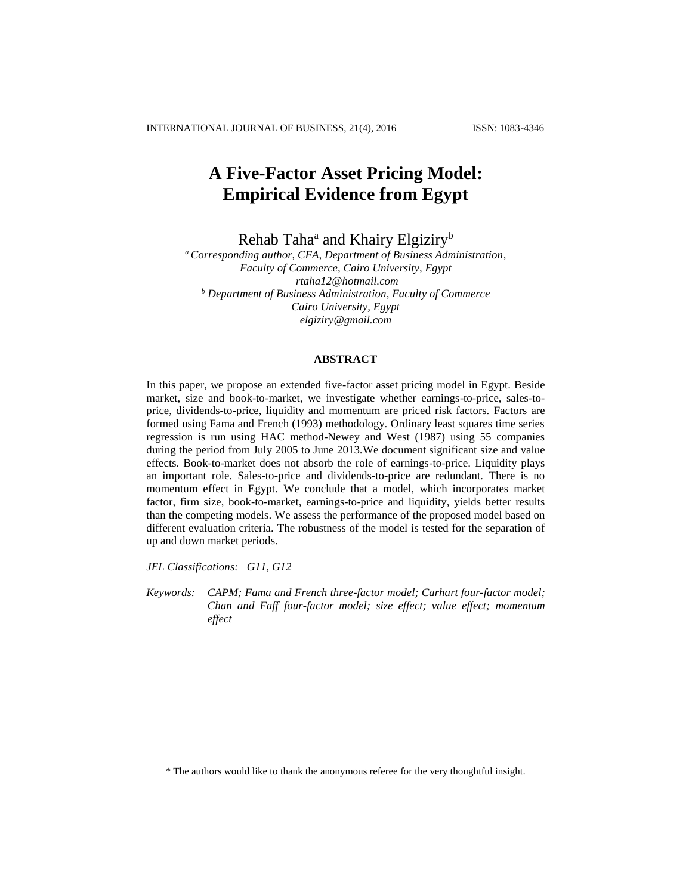# A Five-Factor Asset Pricing Model: Empirical Evidence from Egypt

Rehab Taha[a] and Khairy Elgiziry[b]

[a] *Corresponding author, CFA, Department of Business Administration, Faculty of Commerce, Cairo University, Egypt*
*rtaha12@hotmail.com*

[b] *Department of Business Administration, Faculty of Commerce Cairo University, Egypt*
*elgiziry@gmail.com*

## ABSTRACT

In this paper, we propose an extended five-factor asset pricing model in Egypt. Beside market, size and book-to-market, we investigate whether earnings-to-price, sales-to-price, dividends-to-price, liquidity and momentum are priced risk factors. Factors are formed using Fama and French (1993) methodology. Ordinary least squares time series regression is run using HAC method-Newey and West (1987) using 55 companies during the period from July 2005 to June 2013.We document significant size and value effects. Book-to-market does not absorb the role of earnings-to-price. Liquidity plays an important role. Sales-to-price and dividends-to-price are redundant. There is no momentum effect in Egypt. We conclude that a model, which incorporates market factor, firm size, book-to-market, earnings-to-price and liquidity, yields better results than the competing models. We assess the performance of the proposed model based on different evaluation criteria. The robustness of the model is tested for the separation of up and down market periods.

*JEL Classifications:* *G11, G12*

*Keywords:* *CAPM; Fama and French three-factor model; Carhart four-factor model; Chan and Faff four-factor model; size effect; value effect; momentum effect*

\* The authors would like to thank the anonymous referee for the very thoughtful insight.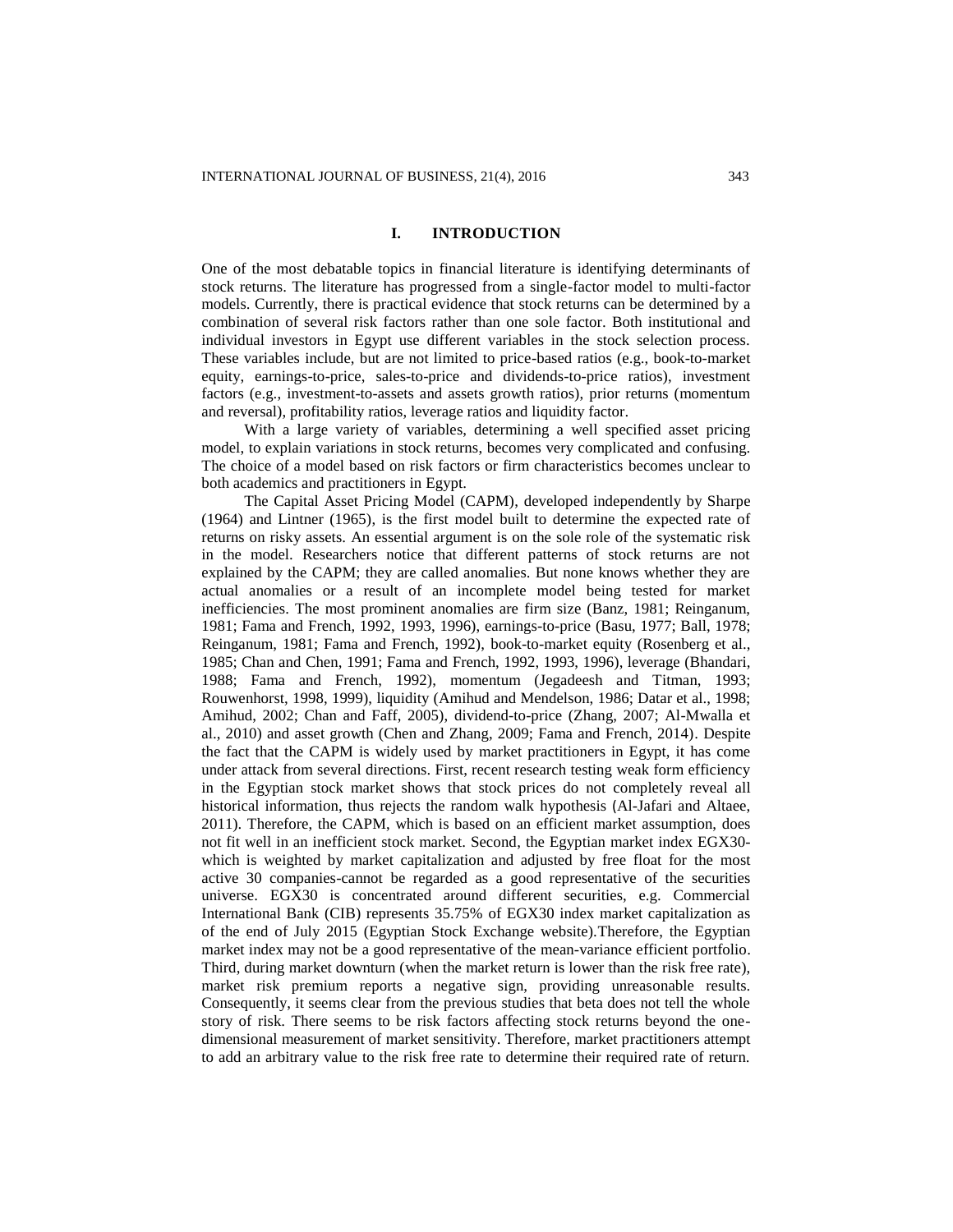## I. INTRODUCTION

One of the most debatable topics in financial literature is identifying determinants of stock returns. The literature has progressed from a single-factor model to multi-factor models. Currently, there is practical evidence that stock returns can be determined by a combination of several risk factors rather than one sole factor. Both institutional and individual investors in Egypt use different variables in the stock selection process. These variables include, but are not limited to price-based ratios (e.g., book-to-market equity, earnings-to-price, sales-to-price and dividends-to-price ratios), investment factors (e.g., investment-to-assets and assets growth ratios), prior returns (momentum and reversal), profitability ratios, leverage ratios and liquidity factor.

With a large variety of variables, determining a well specified asset pricing model, to explain variations in stock returns, becomes very complicated and confusing. The choice of a model based on risk factors or firm characteristics becomes unclear to both academics and practitioners in Egypt.

The Capital Asset Pricing Model (CAPM), developed independently by Sharpe (1964) and Lintner (1965), is the first model built to determine the expected rate of returns on risky assets. An essential argument is on the sole role of the systematic risk in the model. Researchers notice that different patterns of stock returns are not explained by the CAPM; they are called anomalies. But none knows whether they are actual anomalies or a result of an incomplete model being tested for market inefficiencies. The most prominent anomalies are firm size (Banz, 1981; Reinganum, 1981; Fama and French, 1992, 1993, 1996), earnings-to-price (Basu, 1977; Ball, 1978; Reinganum, 1981; Fama and French, 1992), book-to-market equity (Rosenberg et al., 1985; Chan and Chen, 1991; Fama and French, 1992, 1993, 1996), leverage (Bhandari, 1988; Fama and French, 1992), momentum (Jegadeesh and Titman, 1993; Rouwenhorst, 1998, 1999), liquidity (Amihud and Mendelson, 1986; Datar et al., 1998; Amihud, 2002; Chan and Faff, 2005), dividend-to-price (Zhang, 2007; Al-Mwalla et al., 2010) and asset growth (Chen and Zhang, 2009; Fama and French, 2014). Despite the fact that the CAPM is widely used by market practitioners in Egypt, it has come under attack from several directions. First, recent research testing weak form efficiency in the Egyptian stock market shows that stock prices do not completely reveal all historical information, thus rejects the random walk hypothesis (Al-Jafari and Altaee, 2011). Therefore, the CAPM, which is based on an efficient market assumption, does not fit well in an inefficient stock market. Second, the Egyptian market index EGX30-which is weighted by market capitalization and adjusted by free float for the most active 30 companies-cannot be regarded as a good representative of the securities universe. EGX30 is concentrated around different securities, e.g. Commercial International Bank (CIB) represents 35.75% of EGX30 index market capitalization as of the end of July 2015 (Egyptian Stock Exchange website).Therefore, the Egyptian market index may not be a good representative of the mean-variance efficient portfolio. Third, during market downturn (when the market return is lower than the risk free rate), market risk premium reports a negative sign, providing unreasonable results. Consequently, it seems clear from the previous studies that beta does not tell the whole story of risk. There seems to be risk factors affecting stock returns beyond the one-dimensional measurement of market sensitivity. Therefore, market practitioners attempt to add an arbitrary value to the risk free rate to determine their required rate of return.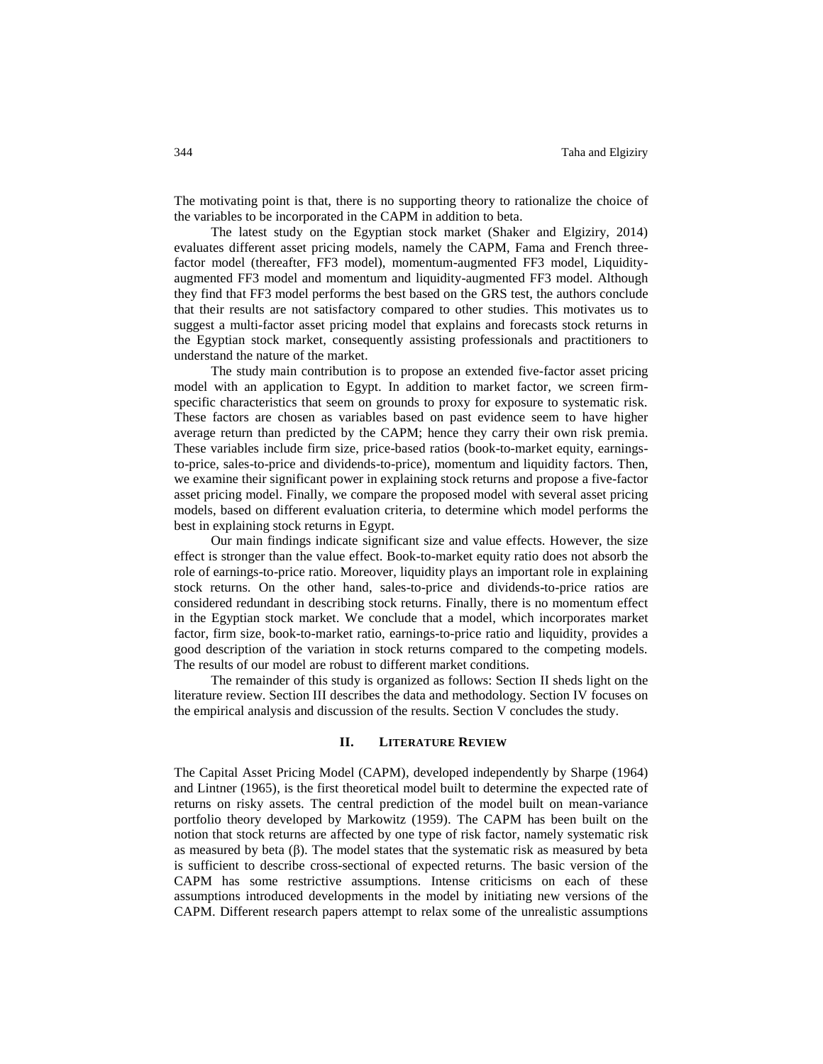The motivating point is that, there is no supporting theory to rationalize the choice of the variables to be incorporated in the CAPM in addition to beta.

The latest study on the Egyptian stock market (Shaker and Elgiziry, 2014) evaluates different asset pricing models, namely the CAPM, Fama and French three-factor model (thereafter, FF3 model), momentum-augmented FF3 model, Liquidity-augmented FF3 model and momentum and liquidity-augmented FF3 model. Although they find that FF3 model performs the best based on the GRS test, the authors conclude that their results are not satisfactory compared to other studies. This motivates us to suggest a multi-factor asset pricing model that explains and forecasts stock returns in the Egyptian stock market, consequently assisting professionals and practitioners to understand the nature of the market.

The study main contribution is to propose an extended five-factor asset pricing model with an application to Egypt. In addition to market factor, we screen firm-specific characteristics that seem on grounds to proxy for exposure to systematic risk. These factors are chosen as variables based on past evidence seem to have higher average return than predicted by the CAPM; hence they carry their own risk premia. These variables include firm size, price-based ratios (book-to-market equity, earnings-to-price, sales-to-price and dividends-to-price), momentum and liquidity factors. Then, we examine their significant power in explaining stock returns and propose a five-factor asset pricing model. Finally, we compare the proposed model with several asset pricing models, based on different evaluation criteria, to determine which model performs the best in explaining stock returns in Egypt.

Our main findings indicate significant size and value effects. However, the size effect is stronger than the value effect. Book-to-market equity ratio does not absorb the role of earnings-to-price ratio. Moreover, liquidity plays an important role in explaining stock returns. On the other hand, sales-to-price and dividends-to-price ratios are considered redundant in describing stock returns. Finally, there is no momentum effect in the Egyptian stock market. We conclude that a model, which incorporates market factor, firm size, book-to-market ratio, earnings-to-price ratio and liquidity, provides a good description of the variation in stock returns compared to the competing models. The results of our model are robust to different market conditions.

The remainder of this study is organized as follows: Section II sheds light on the literature review. Section III describes the data and methodology. Section IV focuses on the empirical analysis and discussion of the results. Section V concludes the study.

## II. LITERATURE REVIEW

The Capital Asset Pricing Model (CAPM), developed independently by Sharpe (1964) and Lintner (1965), is the first theoretical model built to determine the expected rate of returns on risky assets. The central prediction of the model built on mean-variance portfolio theory developed by Markowitz (1959). The CAPM has been built on the notion that stock returns are affected by one type of risk factor, namely systematic risk as measured by beta (β). The model states that the systematic risk as measured by beta is sufficient to describe cross-sectional of expected returns. The basic version of the CAPM has some restrictive assumptions. Intense criticisms on each of these assumptions introduced developments in the model by initiating new versions of the CAPM. Different research papers attempt to relax some of the unrealistic assumptions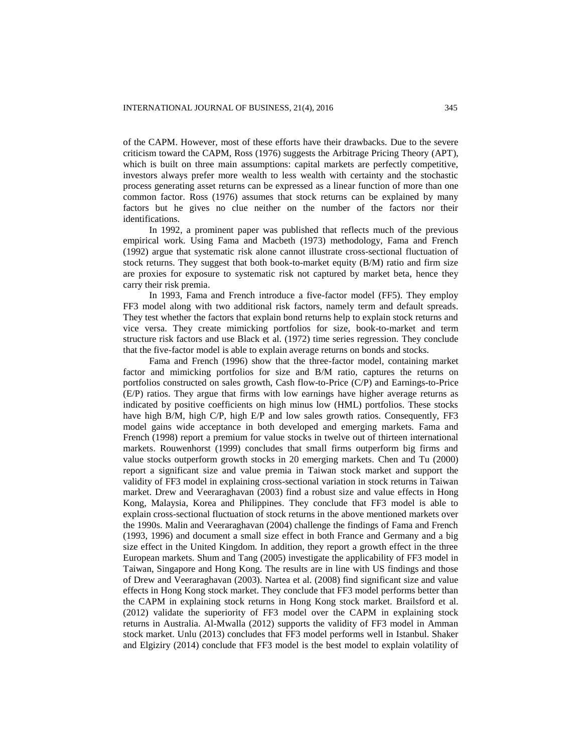of the CAPM. However, most of these efforts have their drawbacks. Due to the severe criticism toward the CAPM, Ross (1976) suggests the Arbitrage Pricing Theory (APT), which is built on three main assumptions: capital markets are perfectly competitive, investors always prefer more wealth to less wealth with certainty and the stochastic process generating asset returns can be expressed as a linear function of more than one common factor. Ross (1976) assumes that stock returns can be explained by many factors but he gives no clue neither on the number of the factors nor their identifications.

In 1992, a prominent paper was published that reflects much of the previous empirical work. Using Fama and Macbeth (1973) methodology, Fama and French (1992) argue that systematic risk alone cannot illustrate cross-sectional fluctuation of stock returns. They suggest that both book-to-market equity (B/M) ratio and firm size are proxies for exposure to systematic risk not captured by market beta, hence they carry their risk premia.

In 1993, Fama and French introduce a five-factor model (FF5). They employ FF3 model along with two additional risk factors, namely term and default spreads. They test whether the factors that explain bond returns help to explain stock returns and vice versa. They create mimicking portfolios for size, book-to-market and term structure risk factors and use Black et al. (1972) time series regression. They conclude that the five-factor model is able to explain average returns on bonds and stocks.

Fama and French (1996) show that the three-factor model, containing market factor and mimicking portfolios for size and B/M ratio, captures the returns on portfolios constructed on sales growth, Cash flow-to-Price (C/P) and Earnings-to-Price (E/P) ratios. They argue that firms with low earnings have higher average returns as indicated by positive coefficients on high minus low (HML) portfolios. These stocks have high B/M, high C/P, high E/P and low sales growth ratios. Consequently, FF3 model gains wide acceptance in both developed and emerging markets. Fama and French (1998) report a premium for value stocks in twelve out of thirteen international markets. Rouwenhorst (1999) concludes that small firms outperform big firms and value stocks outperform growth stocks in 20 emerging markets. Chen and Tu (2000) report a significant size and value premia in Taiwan stock market and support the validity of FF3 model in explaining cross-sectional variation in stock returns in Taiwan market. Drew and Veeraraghavan (2003) find a robust size and value effects in Hong Kong, Malaysia, Korea and Philippines. They conclude that FF3 model is able to explain cross-sectional fluctuation of stock returns in the above mentioned markets over the 1990s. Malin and Veeraraghavan (2004) challenge the findings of Fama and French (1993, 1996) and document a small size effect in both France and Germany and a big size effect in the United Kingdom. In addition, they report a growth effect in the three European markets. Shum and Tang (2005) investigate the applicability of FF3 model in Taiwan, Singapore and Hong Kong. The results are in line with US findings and those of Drew and Veeraraghavan (2003). Nartea et al. (2008) find significant size and value effects in Hong Kong stock market. They conclude that FF3 model performs better than the CAPM in explaining stock returns in Hong Kong stock market. Brailsford et al. (2012) validate the superiority of FF3 model over the CAPM in explaining stock returns in Australia. Al-Mwalla (2012) supports the validity of FF3 model in Amman stock market. Unlu (2013) concludes that FF3 model performs well in Istanbul. Shaker and Elgiziry (2014) conclude that FF3 model is the best model to explain volatility of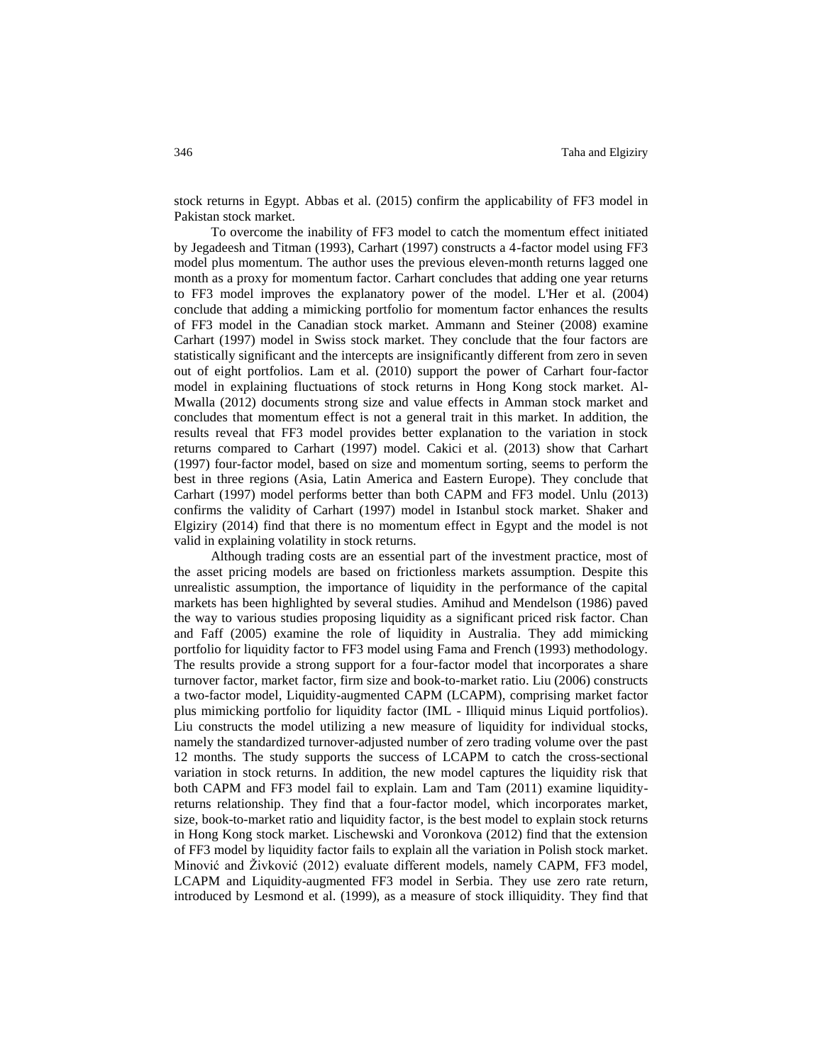stock returns in Egypt. Abbas et al. (2015) confirm the applicability of FF3 model in Pakistan stock market.

To overcome the inability of FF3 model to catch the momentum effect initiated by Jegadeesh and Titman (1993), Carhart (1997) constructs a 4-factor model using FF3 model plus momentum. The author uses the previous eleven-month returns lagged one month as a proxy for momentum factor. Carhart concludes that adding one year returns to FF3 model improves the explanatory power of the model. L'Her et al. (2004) conclude that adding a mimicking portfolio for momentum factor enhances the results of FF3 model in the Canadian stock market. Ammann and Steiner (2008) examine Carhart (1997) model in Swiss stock market. They conclude that the four factors are statistically significant and the intercepts are insignificantly different from zero in seven out of eight portfolios. Lam et al. (2010) support the power of Carhart four-factor model in explaining fluctuations of stock returns in Hong Kong stock market. Al-Mwalla (2012) documents strong size and value effects in Amman stock market and concludes that momentum effect is not a general trait in this market. In addition, the results reveal that FF3 model provides better explanation to the variation in stock returns compared to Carhart (1997) model. Cakici et al. (2013) show that Carhart (1997) four-factor model, based on size and momentum sorting, seems to perform the best in three regions (Asia, Latin America and Eastern Europe). They conclude that Carhart (1997) model performs better than both CAPM and FF3 model. Unlu (2013) confirms the validity of Carhart (1997) model in Istanbul stock market. Shaker and Elgiziry (2014) find that there is no momentum effect in Egypt and the model is not valid in explaining volatility in stock returns.

Although trading costs are an essential part of the investment practice, most of the asset pricing models are based on frictionless markets assumption. Despite this unrealistic assumption, the importance of liquidity in the performance of the capital markets has been highlighted by several studies. Amihud and Mendelson (1986) paved the way to various studies proposing liquidity as a significant priced risk factor. Chan and Faff (2005) examine the role of liquidity in Australia. They add mimicking portfolio for liquidity factor to FF3 model using Fama and French (1993) methodology. The results provide a strong support for a four-factor model that incorporates a share turnover factor, market factor, firm size and book-to-market ratio. Liu (2006) constructs a two-factor model, Liquidity-augmented CAPM (LCAPM), comprising market factor plus mimicking portfolio for liquidity factor (IML - Illiquid minus Liquid portfolios). Liu constructs the model utilizing a new measure of liquidity for individual stocks, namely the standardized turnover-adjusted number of zero trading volume over the past 12 months. The study supports the success of LCAPM to catch the cross-sectional variation in stock returns. In addition, the new model captures the liquidity risk that both CAPM and FF3 model fail to explain. Lam and Tam (2011) examine liquidity-returns relationship. They find that a four-factor model, which incorporates market, size, book-to-market ratio and liquidity factor, is the best model to explain stock returns in Hong Kong stock market. Lischewski and Voronkova (2012) find that the extension of FF3 model by liquidity factor fails to explain all the variation in Polish stock market. Minović and Živković (2012) evaluate different models, namely CAPM, FF3 model, LCAPM and Liquidity-augmented FF3 model in Serbia. They use zero rate return, introduced by Lesmond et al. (1999), as a measure of stock illiquidity. They find that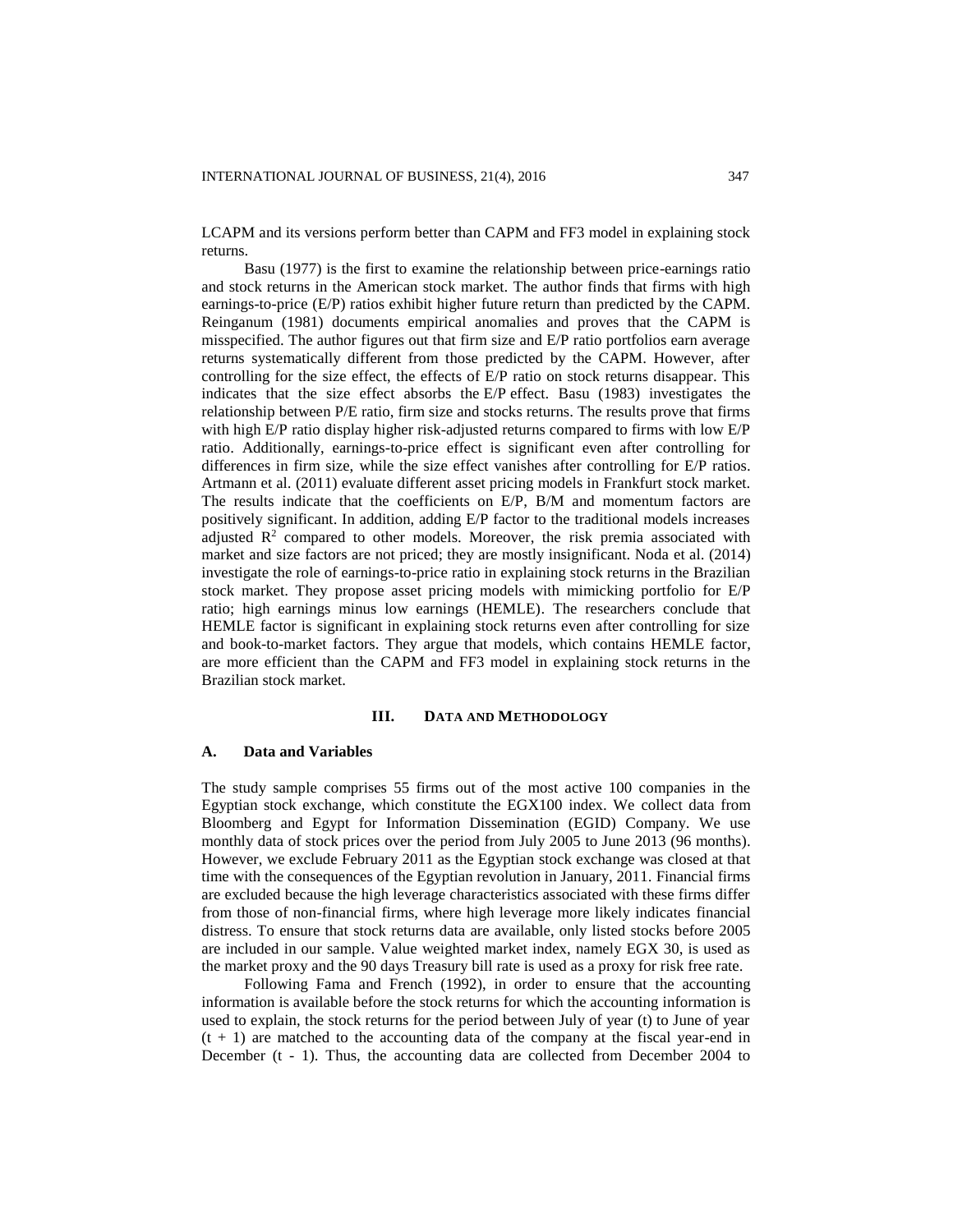LCAPM and its versions perform better than CAPM and FF3 model in explaining stock returns.

Basu (1977) is the first to examine the relationship between price-earnings ratio and stock returns in the American stock market. The author finds that firms with high earnings-to-price (E/P) ratios exhibit higher future return than predicted by the CAPM. Reinganum (1981) documents empirical anomalies and proves that the CAPM is misspecified. The author figures out that firm size and E/P ratio portfolios earn average returns systematically different from those predicted by the CAPM. However, after controlling for the size effect, the effects of E/P ratio on stock returns disappear. This indicates that the size effect absorbs the E/P effect. Basu (1983) investigates the relationship between P/E ratio, firm size and stocks returns. The results prove that firms with high E/P ratio display higher risk-adjusted returns compared to firms with low E/P ratio. Additionally, earnings-to-price effect is significant even after controlling for differences in firm size, while the size effect vanishes after controlling for E/P ratios. Artmann et al. (2011) evaluate different asset pricing models in Frankfurt stock market. The results indicate that the coefficients on E/P, B/M and momentum factors are positively significant. In addition, adding E/P factor to the traditional models increases adjusted $R^2$ compared to other models. Moreover, the risk premia associated with market and size factors are not priced; they are mostly insignificant. Noda et al. (2014) investigate the role of earnings-to-price ratio in explaining stock returns in the Brazilian stock market. They propose asset pricing models with mimicking portfolio for E/P ratio; high earnings minus low earnings (HEMLE). The researchers conclude that HEMLE factor is significant in explaining stock returns even after controlling for size and book-to-market factors. They argue that models, which contains HEMLE factor, are more efficient than the CAPM and FF3 model in explaining stock returns in the Brazilian stock market.

## III. DATA AND METHODOLOGY

### A. Data and Variables

The study sample comprises 55 firms out of the most active 100 companies in the Egyptian stock exchange, which constitute the EGX100 index. We collect data from Bloomberg and Egypt for Information Dissemination (EGID) Company. We use monthly data of stock prices over the period from July 2005 to June 2013 (96 months). However, we exclude February 2011 as the Egyptian stock exchange was closed at that time with the consequences of the Egyptian revolution in January, 2011. Financial firms are excluded because the high leverage characteristics associated with these firms differ from those of non-financial firms, where high leverage more likely indicates financial distress. To ensure that stock returns data are available, only listed stocks before 2005 are included in our sample. Value weighted market index, namely EGX 30, is used as the market proxy and the 90 days Treasury bill rate is used as a proxy for risk free rate.

Following Fama and French (1992), in order to ensure that the accounting information is available before the stock returns for which the accounting information is used to explain, the stock returns for the period between July of year (t) to June of year (t + 1) are matched to the accounting data of the company at the fiscal year-end in December (t - 1). Thus, the accounting data are collected from December 2004 to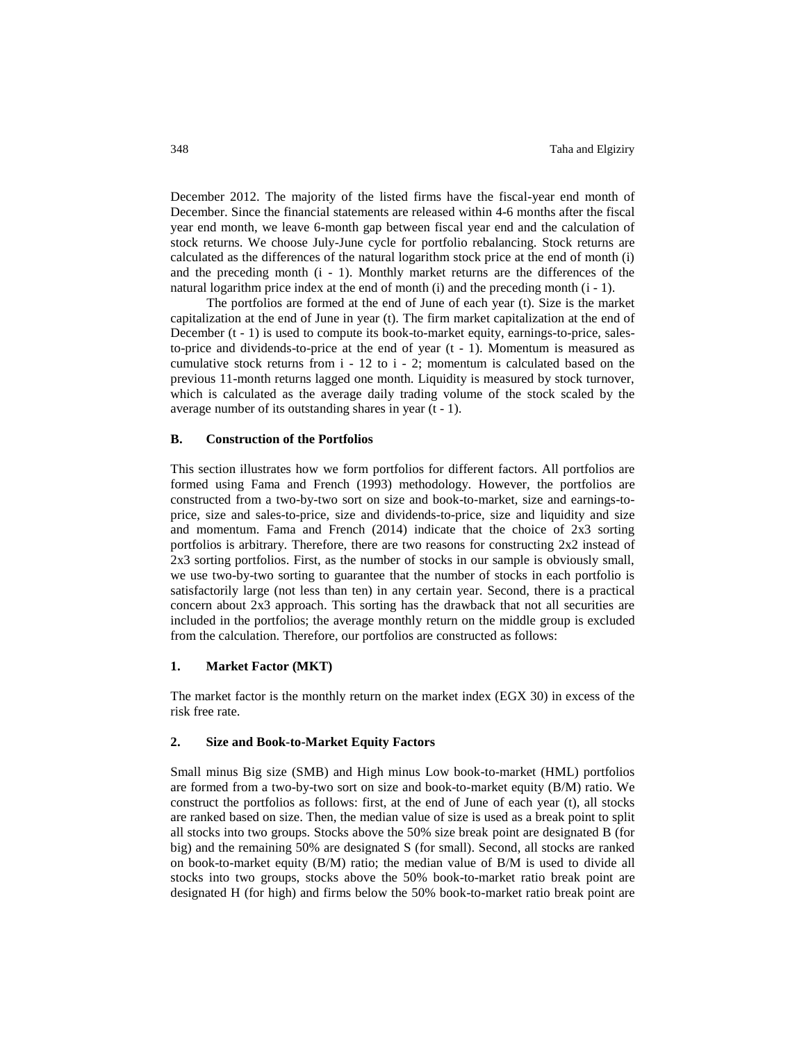December 2012. The majority of the listed firms have the fiscal-year end month of December. Since the financial statements are released within 4-6 months after the fiscal year end month, we leave 6-month gap between fiscal year end and the calculation of stock returns. We choose July-June cycle for portfolio rebalancing. Stock returns are calculated as the differences of the natural logarithm stock price at the end of month (i) and the preceding month (i - 1). Monthly market returns are the differences of the natural logarithm price index at the end of month (i) and the preceding month (i - 1).

The portfolios are formed at the end of June of each year (t). Size is the market capitalization at the end of June in year (t). The firm market capitalization at the end of December (t - 1) is used to compute its book-to-market equity, earnings-to-price, sales-to-price and dividends-to-price at the end of year (t - 1). Momentum is measured as cumulative stock returns from i - 12 to i - 2; momentum is calculated based on the previous 11-month returns lagged one month. Liquidity is measured by stock turnover, which is calculated as the average daily trading volume of the stock scaled by the average number of its outstanding shares in year (t - 1).

### B. Construction of the Portfolios

This section illustrates how we form portfolios for different factors. All portfolios are formed using Fama and French (1993) methodology. However, the portfolios are constructed from a two-by-two sort on size and book-to-market, size and earnings-to-price, size and sales-to-price, size and dividends-to-price, size and liquidity and size and momentum. Fama and French (2014) indicate that the choice of 2x3 sorting portfolios is arbitrary. Therefore, there are two reasons for constructing 2x2 instead of 2x3 sorting portfolios. First, as the number of stocks in our sample is obviously small, we use two-by-two sorting to guarantee that the number of stocks in each portfolio is satisfactorily large (not less than ten) in any certain year. Second, there is a practical concern about 2x3 approach. This sorting has the drawback that not all securities are included in the portfolios; the average monthly return on the middle group is excluded from the calculation. Therefore, our portfolios are constructed as follows:

#### 1. Market Factor (MKT)

The market factor is the monthly return on the market index (EGX 30) in excess of the risk free rate.

#### 2. Size and Book-to-Market Equity Factors

Small minus Big size (SMB) and High minus Low book-to-market (HML) portfolios are formed from a two-by-two sort on size and book-to-market equity (B/M) ratio. We construct the portfolios as follows: first, at the end of June of each year (t), all stocks are ranked based on size. Then, the median value of size is used as a break point to split all stocks into two groups. Stocks above the 50% size break point are designated B (for big) and the remaining 50% are designated S (for small). Second, all stocks are ranked on book-to-market equity (B/M) ratio; the median value of B/M is used to divide all stocks into two groups, stocks above the 50% book-to-market ratio break point are designated H (for high) and firms below the 50% book-to-market ratio break point are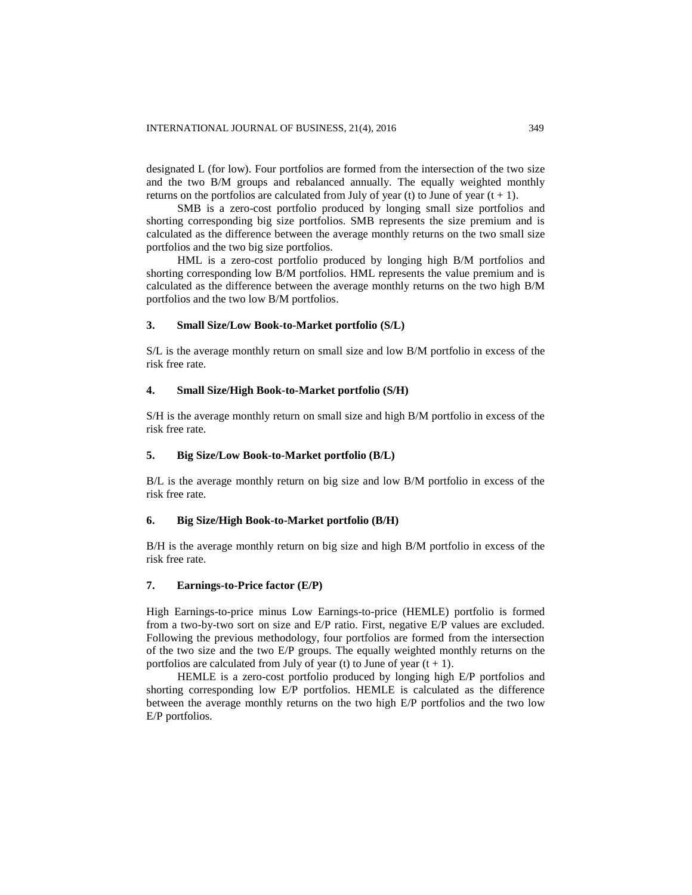designated L (for low). Four portfolios are formed from the intersection of the two size and the two B/M groups and rebalanced annually. The equally weighted monthly returns on the portfolios are calculated from July of year (t) to June of year (t + 1).

SMB is a zero-cost portfolio produced by longing small size portfolios and shorting corresponding big size portfolios. SMB represents the size premium and is calculated as the difference between the average monthly returns on the two small size portfolios and the two big size portfolios.

HML is a zero-cost portfolio produced by longing high B/M portfolios and shorting corresponding low B/M portfolios. HML represents the value premium and is calculated as the difference between the average monthly returns on the two high B/M portfolios and the two low B/M portfolios.

### 3. Small Size/Low Book-to-Market portfolio (S/L)

S/L is the average monthly return on small size and low B/M portfolio in excess of the risk free rate.

### 4. Small Size/High Book-to-Market portfolio (S/H)

S/H is the average monthly return on small size and high B/M portfolio in excess of the risk free rate.

### 5. Big Size/Low Book-to-Market portfolio (B/L)

B/L is the average monthly return on big size and low B/M portfolio in excess of the risk free rate.

### 6. Big Size/High Book-to-Market portfolio (B/H)

B/H is the average monthly return on big size and high B/M portfolio in excess of the risk free rate.

### 7. Earnings-to-Price factor (E/P)

High Earnings-to-price minus Low Earnings-to-price (HEMLE) portfolio is formed from a two-by-two sort on size and E/P ratio. First, negative E/P values are excluded. Following the previous methodology, four portfolios are formed from the intersection of the two size and the two E/P groups. The equally weighted monthly returns on the portfolios are calculated from July of year (t) to June of year (t + 1).

HEMLE is a zero-cost portfolio produced by longing high E/P portfolios and shorting corresponding low E/P portfolios. HEMLE is calculated as the difference between the average monthly returns on the two high E/P portfolios and the two low E/P portfolios.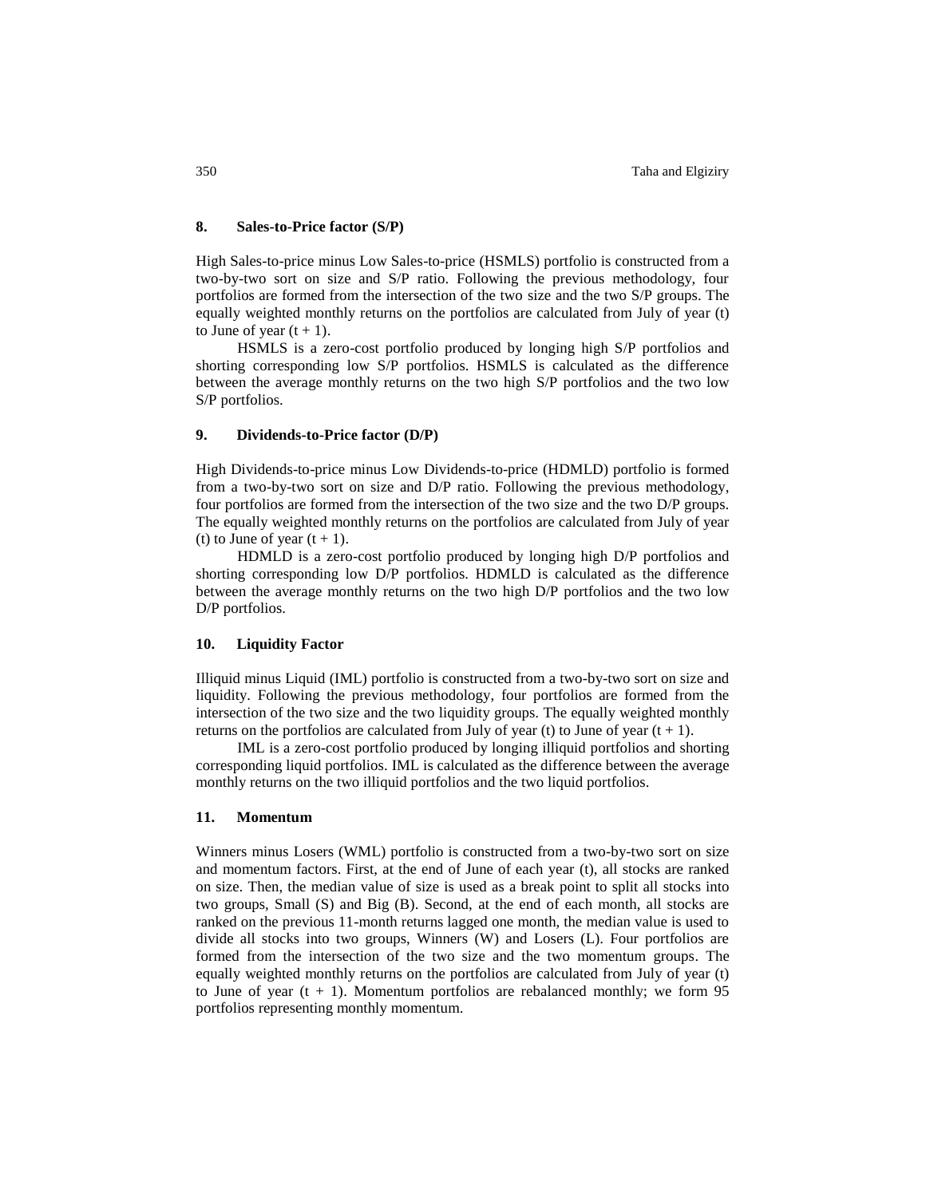## 8. Sales-to-Price factor (S/P)

High Sales-to-price minus Low Sales-to-price (HSMLS) portfolio is constructed from a two-by-two sort on size and S/P ratio. Following the previous methodology, four portfolios are formed from the intersection of the two size and the two S/P groups. The equally weighted monthly returns on the portfolios are calculated from July of year (t) to June of year (t + 1).

HSMLS is a zero-cost portfolio produced by longing high S/P portfolios and shorting corresponding low S/P portfolios. HSMLS is calculated as the difference between the average monthly returns on the two high S/P portfolios and the two low S/P portfolios.

## 9. Dividends-to-Price factor (D/P)

High Dividends-to-price minus Low Dividends-to-price (HDMLD) portfolio is formed from a two-by-two sort on size and D/P ratio. Following the previous methodology, four portfolios are formed from the intersection of the two size and the two D/P groups. The equally weighted monthly returns on the portfolios are calculated from July of year (t) to June of year (t + 1).

HDMLD is a zero-cost portfolio produced by longing high D/P portfolios and shorting corresponding low D/P portfolios. HDMLD is calculated as the difference between the average monthly returns on the two high D/P portfolios and the two low D/P portfolios.

## 10. Liquidity Factor

Illiquid minus Liquid (IML) portfolio is constructed from a two-by-two sort on size and liquidity. Following the previous methodology, four portfolios are formed from the intersection of the two size and the two liquidity groups. The equally weighted monthly returns on the portfolios are calculated from July of year (t) to June of year (t + 1).

IML is a zero-cost portfolio produced by longing illiquid portfolios and shorting corresponding liquid portfolios. IML is calculated as the difference between the average monthly returns on the two illiquid portfolios and the two liquid portfolios.

## 11. Momentum

Winners minus Losers (WML) portfolio is constructed from a two-by-two sort on size and momentum factors. First, at the end of June of each year (t), all stocks are ranked on size. Then, the median value of size is used as a break point to split all stocks into two groups, Small (S) and Big (B). Second, at the end of each month, all stocks are ranked on the previous 11-month returns lagged one month, the median value is used to divide all stocks into two groups, Winners (W) and Losers (L). Four portfolios are formed from the intersection of the two size and the two momentum groups. The equally weighted monthly returns on the portfolios are calculated from July of year (t) to June of year (t + 1). Momentum portfolios are rebalanced monthly; we form 95 portfolios representing monthly momentum.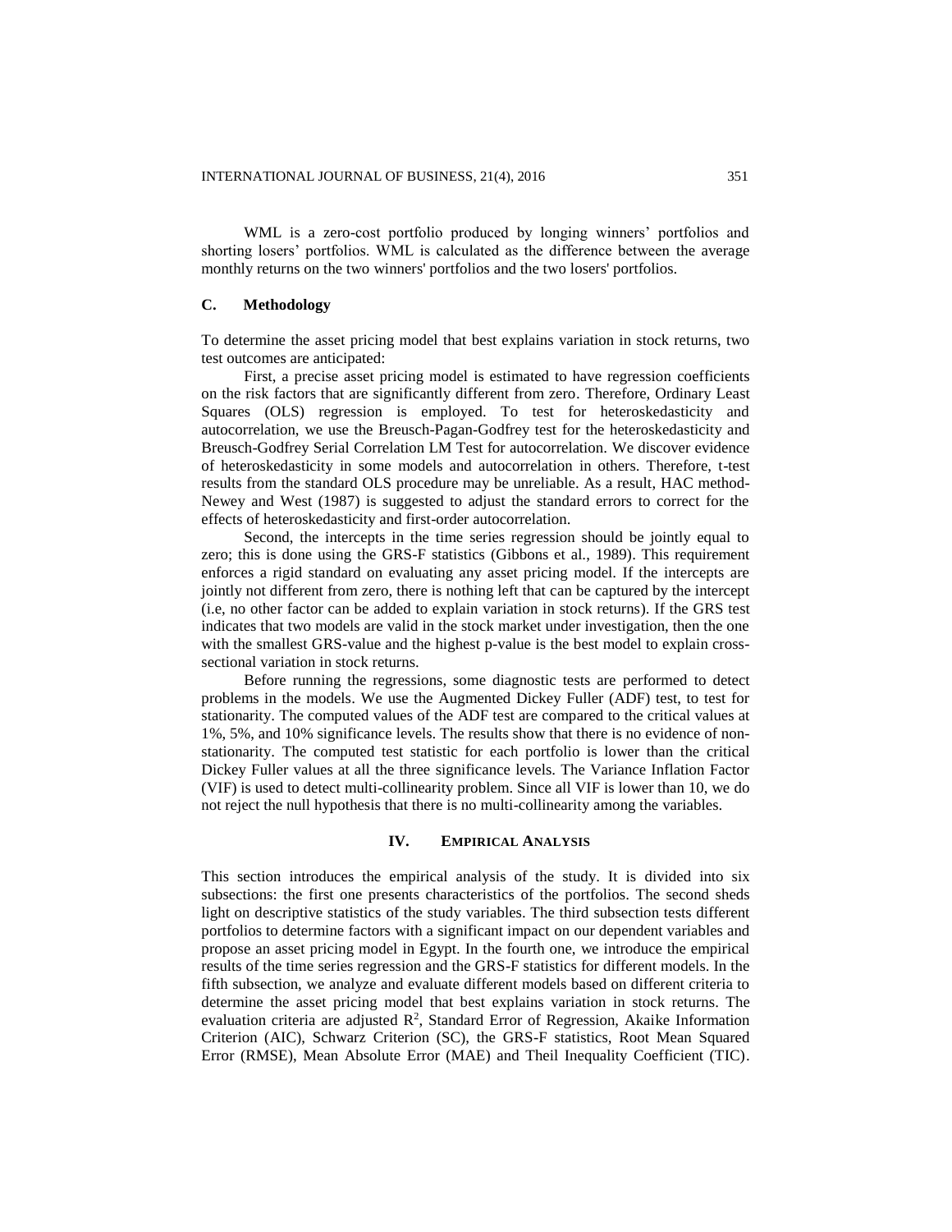WML is a zero-cost portfolio produced by longing winners' portfolios and shorting losers' portfolios. WML is calculated as the difference between the average monthly returns on the two winners' portfolios and the two losers' portfolios.

### C. Methodology

To determine the asset pricing model that best explains variation in stock returns, two test outcomes are anticipated:

First, a precise asset pricing model is estimated to have regression coefficients on the risk factors that are significantly different from zero. Therefore, Ordinary Least Squares (OLS) regression is employed. To test for heteroskedasticity and autocorrelation, we use the Breusch-Pagan-Godfrey test for the heteroskedasticity and Breusch-Godfrey Serial Correlation LM Test for autocorrelation. We discover evidence of heteroskedasticity in some models and autocorrelation in others. Therefore, t-test results from the standard OLS procedure may be unreliable. As a result, HAC method-Newey and West (1987) is suggested to adjust the standard errors to correct for the effects of heteroskedasticity and first-order autocorrelation.

Second, the intercepts in the time series regression should be jointly equal to zero; this is done using the GRS-F statistics (Gibbons et al., 1989). This requirement enforces a rigid standard on evaluating any asset pricing model. If the intercepts are jointly not different from zero, there is nothing left that can be captured by the intercept (i.e, no other factor can be added to explain variation in stock returns). If the GRS test indicates that two models are valid in the stock market under investigation, then the one with the smallest GRS-value and the highest p-value is the best model to explain cross-sectional variation in stock returns.

Before running the regressions, some diagnostic tests are performed to detect problems in the models. We use the Augmented Dickey Fuller (ADF) test, to test for stationarity. The computed values of the ADF test are compared to the critical values at 1%, 5%, and 10% significance levels. The results show that there is no evidence of non-stationarity. The computed test statistic for each portfolio is lower than the critical Dickey Fuller values at all the three significance levels. The Variance Inflation Factor (VIF) is used to detect multi-collinearity problem. Since all VIF is lower than 10, we do not reject the null hypothesis that there is no multi-collinearity among the variables.

## IV. Empirical Analysis

This section introduces the empirical analysis of the study. It is divided into six subsections: the first one presents characteristics of the portfolios. The second sheds light on descriptive statistics of the study variables. The third subsection tests different portfolios to determine factors with a significant impact on our dependent variables and propose an asset pricing model in Egypt. In the fourth one, we introduce the empirical results of the time series regression and the GRS-F statistics for different models. In the fifth subsection, we analyze and evaluate different models based on different criteria to determine the asset pricing model that best explains variation in stock returns. The evaluation criteria are adjusted $R^2$, Standard Error of Regression, Akaike Information Criterion (AIC), Schwarz Criterion (SC), the GRS-F statistics, Root Mean Squared Error (RMSE), Mean Absolute Error (MAE) and Theil Inequality Coefficient (TIC).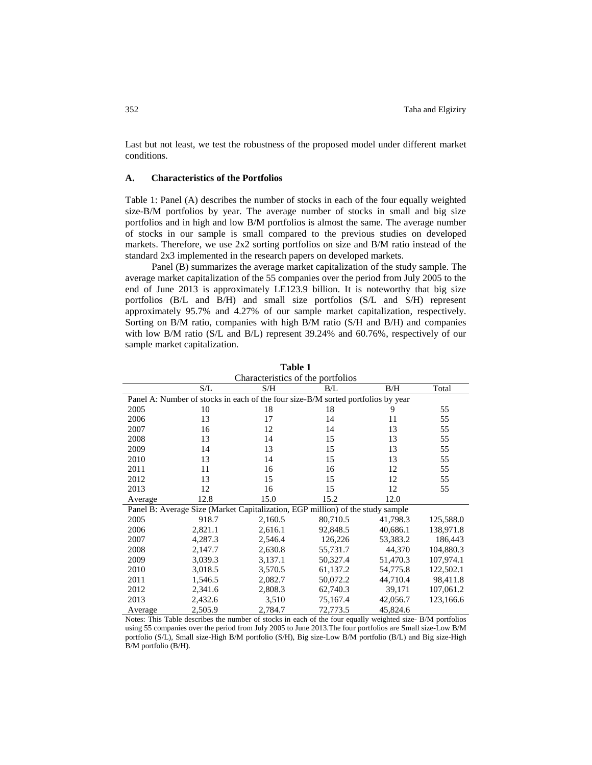Last but not least, we test the robustness of the proposed model under different market conditions.

### A. Characteristics of the Portfolios

Table 1: Panel (A) describes the number of stocks in each of the four equally weighted size-B/M portfolios by year. The average number of stocks in small and big size portfolios and in high and low B/M portfolios is almost the same. The average number of stocks in our sample is small compared to the previous studies on developed markets. Therefore, we use 2x2 sorting portfolios on size and B/M ratio instead of the standard 2x3 implemented in the research papers on developed markets.

Panel (B) summarizes the average market capitalization of the study sample. The average market capitalization of the 55 companies over the period from July 2005 to the end of June 2013 is approximately LE123.9 billion. It is noteworthy that big size portfolios (B/L and B/H) and small size portfolios (S/L and S/H) represent approximately 95.7% and 4.27% of our sample market capitalization, respectively. Sorting on B/M ratio, companies with high B/M ratio (S/H and B/H) and companies with low B/M ratio (S/L and B/L) represent 39.24% and 60.76%, respectively of our sample market capitalization.

**Table 1**

Characteristics of the portfolios

| | S/L | S/H | B/L | B/H | Total |
|---|---|---|---|---|---|
| Panel A: Number of stocks in each of the four size-B/M sorted portfolios by year | | | | | |
| 2005 | 10 | 18 | 18 | 9 | 55 |
| 2006 | 13 | 17 | 14 | 11 | 55 |
| 2007 | 16 | 12 | 14 | 13 | 55 |
| 2008 | 13 | 14 | 15 | 13 | 55 |
| 2009 | 14 | 13 | 15 | 13 | 55 |
| 2010 | 13 | 14 | 15 | 13 | 55 |
| 2011 | 11 | 16 | 16 | 12 | 55 |
| 2012 | 13 | 15 | 15 | 12 | 55 |
| 2013 | 12 | 16 | 15 | 12 | 55 |
| Average | 12.8 | 15.0 | 15.2 | 12.0 | |
| Panel B: Average Size (Market Capitalization, EGP million) of the study sample | | | | | |
| 2005 | 918.7 | 2,160.5 | 80,710.5 | 41,798.3 | 125,588.0 |
| 2006 | 2,821.1 | 2,616.1 | 92,848.5 | 40,686.1 | 138,971.8 |
| 2007 | 4,287.3 | 2,546.4 | 126,226 | 53,383.2 | 186,443 |
| 2008 | 2,147.7 | 2,630.8 | 55,731.7 | 44,370 | 104,880.3 |
| 2009 | 3,039.3 | 3,137.1 | 50,327.4 | 51,470.3 | 107,974.1 |
| 2010 | 3,018.5 | 3,570.5 | 61,137.2 | 54,775.8 | 122,502.1 |
| 2011 | 1,546.5 | 2,082.7 | 50,072.2 | 44,710.4 | 98,411.8 |
| 2012 | 2,341.6 | 2,808.3 | 62,740.3 | 39,171 | 107,061.2 |
| 2013 | 2,432.6 | 3,510 | 75,167.4 | 42,056.7 | 123,166.6 |
| Average | 2,505.9 | 2,784.7 | 72,773.5 | 45,824.6 | |

Notes: This Table describes the number of stocks in each of the four equally weighted size- B/M portfolios using 55 companies over the period from July 2005 to June 2013.The four portfolios are Small size-Low B/M portfolio (S/L), Small size-High B/M portfolio (S/H), Big size-Low B/M portfolio (B/L) and Big size-High B/M portfolio (B/H).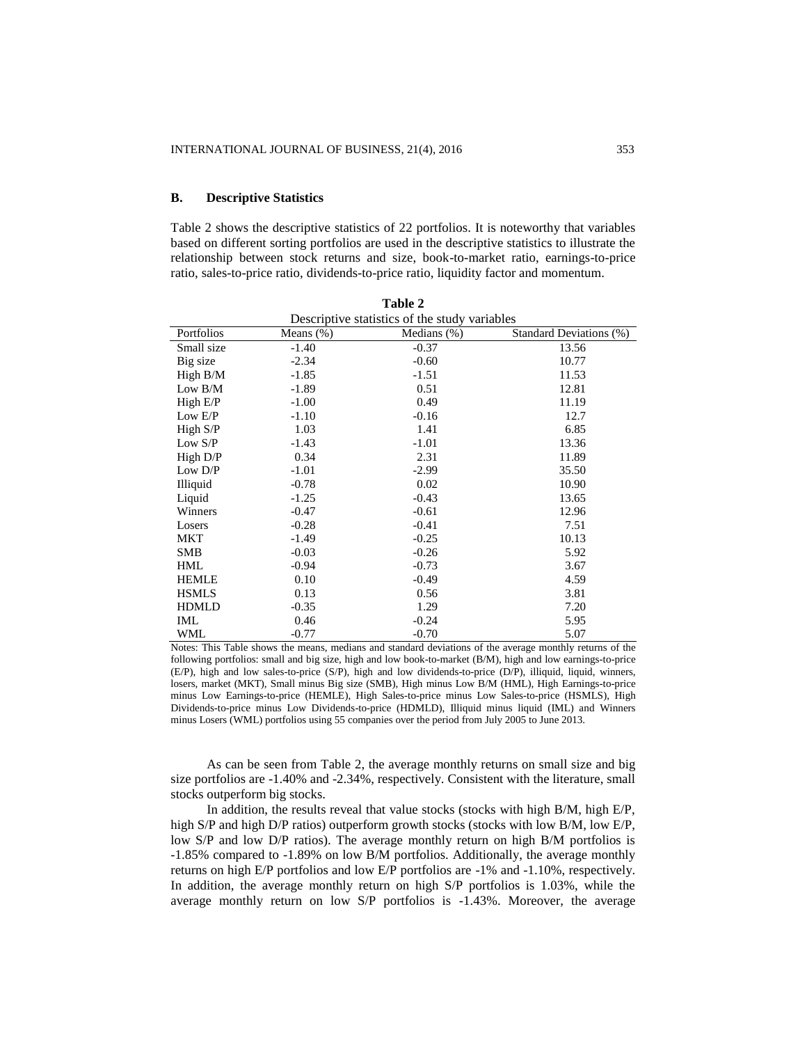### B. Descriptive Statistics

Table 2 shows the descriptive statistics of 22 portfolios. It is noteworthy that variables based on different sorting portfolios are used in the descriptive statistics to illustrate the relationship between stock returns and size, book-to-market ratio, earnings-to-price ratio, sales-to-price ratio, dividends-to-price ratio, liquidity factor and momentum.

**Table 2**
Descriptive statistics of the study variables

| Portfolios | Means (%) | Medians (%) | Standard Deviations (%) |
|---|---|---|---|
| Small size | -1.40 | -0.37 | 13.56 |
| Big size | -2.34 | -0.60 | 10.77 |
| High B/M | -1.85 | -1.51 | 11.53 |
| Low B/M | -1.89 | 0.51 | 12.81 |
| High E/P | -1.00 | 0.49 | 11.19 |
| Low E/P | -1.10 | -0.16 | 12.7 |
| High S/P | 1.03 | 1.41 | 6.85 |
| Low S/P | -1.43 | -1.01 | 13.36 |
| High D/P | 0.34 | 2.31 | 11.89 |
| Low D/P | -1.01 | -2.99 | 35.50 |
| Illiquid | -0.78 | 0.02 | 10.90 |
| Liquid | -1.25 | -0.43 | 13.65 |
| Winners | -0.47 | -0.61 | 12.96 |
| Losers | -0.28 | -0.41 | 7.51 |
| MKT | -1.49 | -0.25 | 10.13 |
| SMB | -0.03 | -0.26 | 5.92 |
| HML | -0.94 | -0.73 | 3.67 |
| HEMLE | 0.10 | -0.49 | 4.59 |
| HSMLS | 0.13 | 0.56 | 3.81 |
| HDMLD | -0.35 | 1.29 | 7.20 |
| IML | 0.46 | -0.24 | 5.95 |
| WML | -0.77 | -0.70 | 5.07 |

Notes: This Table shows the means, medians and standard deviations of the average monthly returns of the following portfolios: small and big size, high and low book-to-market (B/M), high and low earnings-to-price (E/P), high and low sales-to-price (S/P), high and low dividends-to-price (D/P), illiquid, liquid, winners, losers, market (MKT), Small minus Big size (SMB), High minus Low B/M (HML), High Earnings-to-price minus Low Earnings-to-price (HEMLE), High Sales-to-price minus Low Sales-to-price (HSMLS), High Dividends-to-price minus Low Dividends-to-price (HDMLD), Illiquid minus liquid (IML) and Winners minus Losers (WML) portfolios using 55 companies over the period from July 2005 to June 2013.

As can be seen from Table 2, the average monthly returns on small size and big size portfolios are -1.40% and -2.34%, respectively. Consistent with the literature, small stocks outperform big stocks.

In addition, the results reveal that value stocks (stocks with high B/M, high E/P, high S/P and high D/P ratios) outperform growth stocks (stocks with low B/M, low E/P, low S/P and low D/P ratios). The average monthly return on high B/M portfolios is -1.85% compared to -1.89% on low B/M portfolios. Additionally, the average monthly returns on high E/P portfolios and low E/P portfolios are -1% and -1.10%, respectively. In addition, the average monthly return on high S/P portfolios is 1.03%, while the average monthly return on low S/P portfolios is -1.43%. Moreover, the average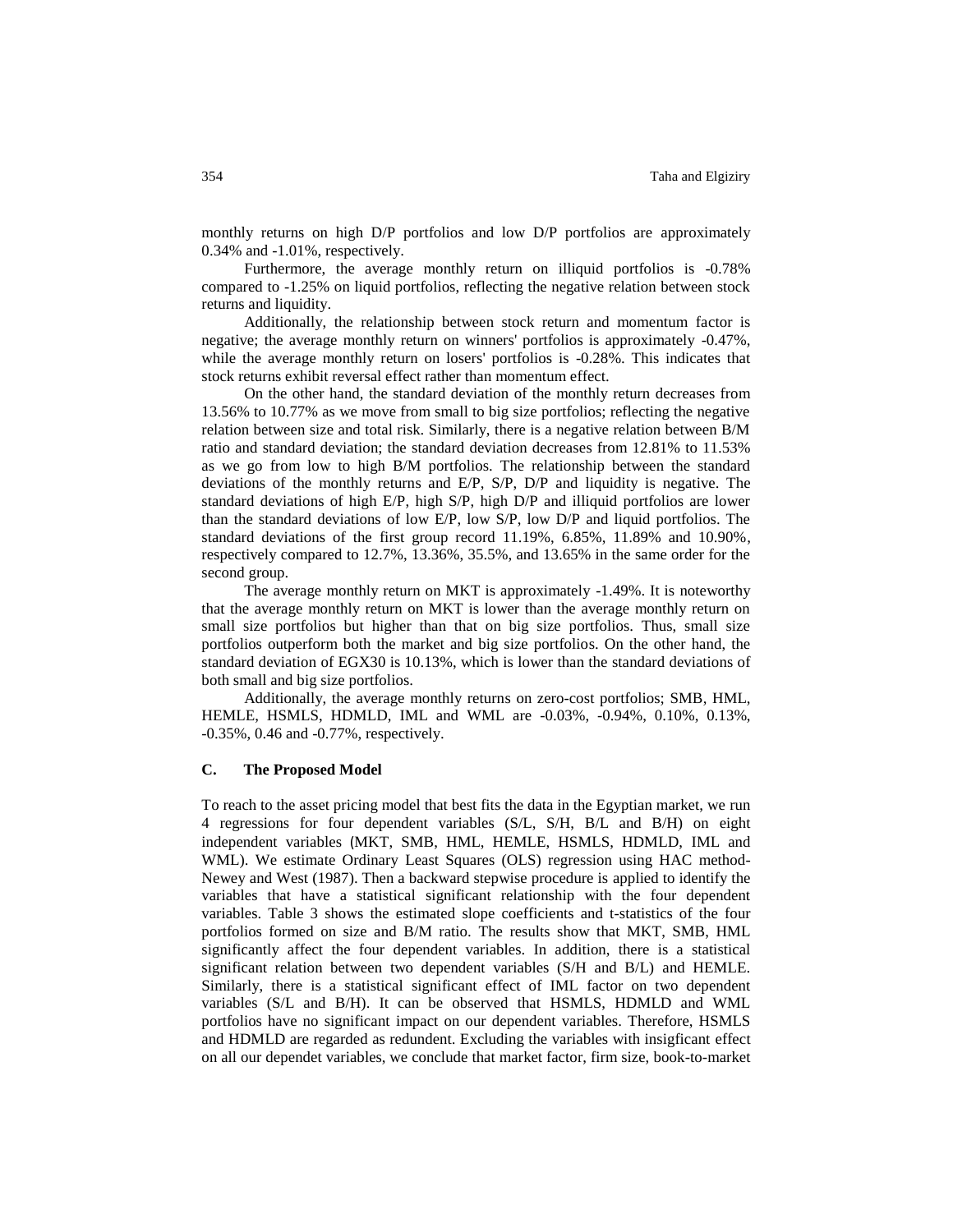monthly returns on high D/P portfolios and low D/P portfolios are approximately 0.34% and -1.01%, respectively.

Furthermore, the average monthly return on illiquid portfolios is -0.78% compared to -1.25% on liquid portfolios, reflecting the negative relation between stock returns and liquidity.

Additionally, the relationship between stock return and momentum factor is negative; the average monthly return on winners' portfolios is approximately -0.47%, while the average monthly return on losers' portfolios is -0.28%. This indicates that stock returns exhibit reversal effect rather than momentum effect.

On the other hand, the standard deviation of the monthly return decreases from 13.56% to 10.77% as we move from small to big size portfolios; reflecting the negative relation between size and total risk. Similarly, there is a negative relation between B/M ratio and standard deviation; the standard deviation decreases from 12.81% to 11.53% as we go from low to high B/M portfolios. The relationship between the standard deviations of the monthly returns and E/P, S/P, D/P and liquidity is negative. The standard deviations of high E/P, high S/P, high D/P and illiquid portfolios are lower than the standard deviations of low E/P, low S/P, low D/P and liquid portfolios. The standard deviations of the first group record 11.19%, 6.85%, 11.89% and 10.90%, respectively compared to 12.7%, 13.36%, 35.5%, and 13.65% in the same order for the second group.

The average monthly return on MKT is approximately -1.49%. It is noteworthy that the average monthly return on MKT is lower than the average monthly return on small size portfolios but higher than that on big size portfolios. Thus, small size portfolios outperform both the market and big size portfolios. On the other hand, the standard deviation of EGX30 is 10.13%, which is lower than the standard deviations of both small and big size portfolios.

Additionally, the average monthly returns on zero-cost portfolios; SMB, HML, HEMLE, HSMLS, HDMLD, IML and WML are -0.03%, -0.94%, 0.10%, 0.13%, -0.35%, 0.46 and -0.77%, respectively.

### C. The Proposed Model

To reach to the asset pricing model that best fits the data in the Egyptian market, we run 4 regressions for four dependent variables (S/L, S/H, B/L and B/H) on eight independent variables (MKT, SMB, HML, HEMLE, HSMLS, HDMLD, IML and WML). We estimate Ordinary Least Squares (OLS) regression using HAC method-Newey and West (1987). Then a backward stepwise procedure is applied to identify the variables that have a statistical significant relationship with the four dependent variables. Table 3 shows the estimated slope coefficients and t-statistics of the four portfolios formed on size and B/M ratio. The results show that MKT, SMB, HML significantly affect the four dependent variables. In addition, there is a statistical significant relation between two dependent variables (S/H and B/L) and HEMLE. Similarly, there is a statistical significant effect of IML factor on two dependent variables (S/L and B/H). It can be observed that HSMLS, HDMLD and WML portfolios have no significant impact on our dependent variables. Therefore, HSMLS and HDMLD are regarded as redundent. Excluding the variables with insigficant effect on all our dependet variables, we conclude that market factor, firm size, book-to-market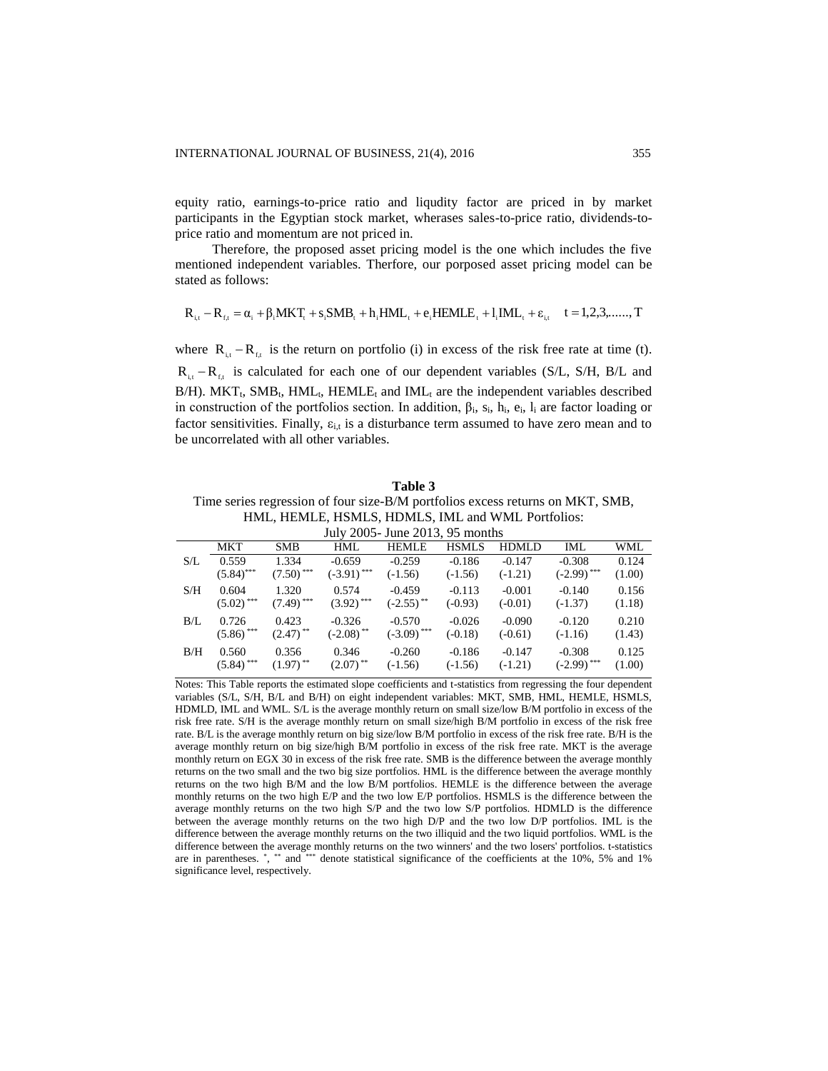equity ratio, earnings-to-price ratio and liqudity factor are priced in by market participants in the Egyptian stock market, wherases sales-to-price ratio, dividends-to-price ratio and momentum are not priced in.

Therefore, the proposed asset pricing model is the one which includes the five mentioned independent variables. Therfore, our porposed asset pricing model can be stated as follows:

$$R_{i,t} - R_{f,t} = \alpha_i + \beta_i MKT_t + s_i SMB_t + h_i HML_t + e_i HEMLE_t + l_i IML_t + \varepsilon_{i,t} \quad t = 1,2,3,......,T$$

where $R_{i,t} - R_{f,t}$ is the return on portfolio (i) in excess of the risk free rate at time (t). $R_{i,t} - R_{f,t}$ is calculated for each one of our dependent variables (S/L, S/H, B/L and B/H). $MKT_t$, $SMB_t$, $HML_t$, $HEMLE_t$ and $IML_t$ are the independent variables described in construction of the portfolios section. In addition, $\beta_i$, $s_i$, $h_i$, $e_i$, $l_i$ are factor loading or factor sensitivities. Finally, $\varepsilon_{i,t}$ is a disturbance term assumed to have zero mean and to be uncorrelated with all other variables.

**Table 3**
Time series regression of four size-B/M portfolios excess returns on MKT, SMB, HML, HEMLE, HSMLS, HDMLD, IML and WML Portfolios:
July 2005- June 2013, 95 months

| | MKT | SMB | HML | HEMLE | HSMLS | HDMLD | IML | WML |
|---|---|---|---|---|---|---|---|---|
| S/L | 0.559 | 1.334 | -0.659 | -0.259 | -0.186 | -0.147 | -0.308 | 0.124 |
| | (5.84)*** | (7.50)*** | (-3.91)*** | (-1.56) | (-1.56) | (-1.21) | (-2.99)*** | (1.00) |
| S/H | 0.604 | 1.320 | 0.574 | -0.459 | -0.113 | -0.001 | -0.140 | 0.156 |
| | (5.02)*** | (7.49)*** | (3.92)*** | (-2.55)** | (-0.93) | (-0.01) | (-1.37) | (1.18) |
| B/L | 0.726 | 0.423 | -0.326 | -0.570 | -0.026 | -0.090 | -0.120 | 0.210 |
| | (5.86)*** | (2.47)** | (-2.08)** | (-3.09)*** | (-0.18) | (-0.61) | (-1.16) | (1.43) |
| B/H | 0.560 | 0.356 | 0.346 | -0.260 | -0.186 | -0.147 | -0.308 | 0.125 |
| | (5.84)*** | (1.97)** | (2.07)** | (-1.56) | (-1.56) | (-1.21) | (-2.99)*** | (1.00) |

Notes: This Table reports the estimated slope coefficients and t-statistics from regressing the four dependent variables (S/L, S/H, B/L and B/H) on eight independent variables: MKT, SMB, HML, HEMLE, HSMLS, HDMLD, IML and WML. S/L is the average monthly return on small size/low B/M portfolio in excess of the risk free rate. S/H is the average monthly return on small size/high B/M portfolio in excess of the risk free rate. B/L is the average monthly return on big size/low B/M portfolio in excess of the risk free rate. B/H is the average monthly return on big size/high B/M portfolio in excess of the risk free rate. MKT is the average monthly return on EGX 30 in excess of the risk free rate. SMB is the difference between the average monthly returns on the two small and the two big size portfolios. HML is the difference between the average monthly returns on the two high B/M and the low B/M portfolios. HEMLE is the difference between the average monthly returns on the two high E/P and the two low E/P portfolios. HSMLS is the difference between the average monthly returns on the two high S/P and the two low S/P portfolios. HDMLD is the difference between the average monthly returns on the two high D/P and the two low D/P portfolios. IML is the difference between the average monthly returns on the two illiquid and the two liquid portfolios. WML is the difference between the average monthly returns on the two winners' and the two losers' portfolios. t-statistics are in parentheses. *, ** and *** denote statistical significance of the coefficients at the 10%, 5% and 1% significance level, respectively.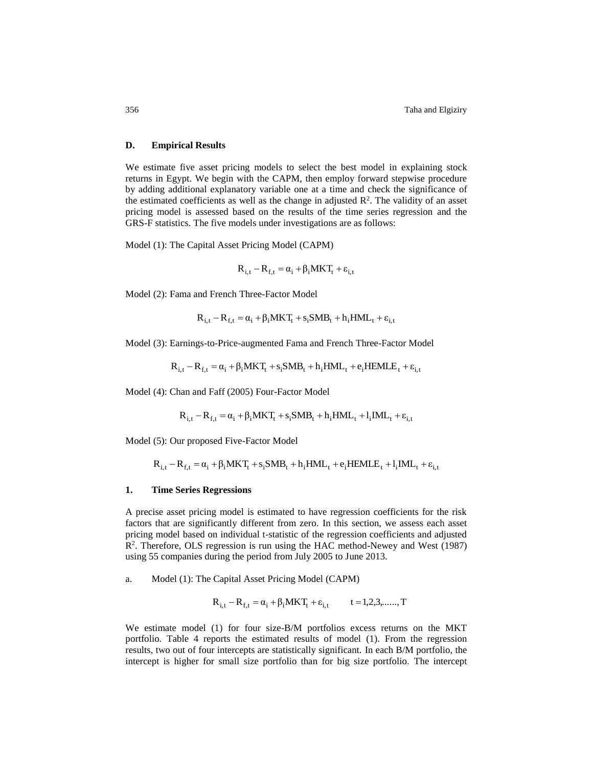### D. Empirical Results

We estimate five asset pricing models to select the best model in explaining stock returns in Egypt. We begin with the CAPM, then employ forward stepwise procedure by adding additional explanatory variable one at a time and check the significance of the estimated coefficients as well as the change in adjusted $R^2$. The validity of an asset pricing model is assessed based on the results of the time series regression and the GRS-F statistics. The five models under investigations are as follows:

Model (1): The Capital Asset Pricing Model (CAPM)

$$R_{i,t} - R_{f,t} = \alpha_i + \beta_i MKT_t + \varepsilon_{i,t}$$

Model (2): Fama and French Three-Factor Model

$$R_{i,t} - R_{f,t} = \alpha_i + \beta_i MKT_t + s_i SMB_t + h_i HML_t + \varepsilon_{i,t}$$

Model (3): Earnings-to-Price-augmented Fama and French Three-Factor Model

$$R_{i,t} - R_{f,t} = \alpha_i + \beta_i MKT_t + s_i SMB_t + h_i HML_t + e_i HEMLE_t + \varepsilon_{i,t}$$

Model (4): Chan and Faff (2005) Four-Factor Model

$$R_{i,t} - R_{f,t} = \alpha_i + \beta_i MKT_t + s_i SMB_t + h_i HML_t + l_i IML_t + \varepsilon_{i,t}$$

Model (5): Our proposed Five-Factor Model

$$R_{i,t} - R_{f,t} = \alpha_i + \beta_i MKT_t + s_i SMB_t + h_i HML_t + e_i HEMLE_t + l_i IML_t + \varepsilon_{i,t}$$

#### 1. Time Series Regressions

A precise asset pricing model is estimated to have regression coefficients for the risk factors that are significantly different from zero. In this section, we assess each asset pricing model based on individual t-statistic of the regression coefficients and adjusted $R^2$. Therefore, OLS regression is run using the HAC method-Newey and West (1987) using 55 companies during the period from July 2005 to June 2013.

a. Model (1): The Capital Asset Pricing Model (CAPM)

$$R_{i,t} - R_{f,t} = \alpha_i + \beta_i MKT_t + \varepsilon_{i,t} \qquad t = 1,2,3,......,T$$

We estimate model (1) for four size-B/M portfolios excess returns on the MKT portfolio. Table 4 reports the estimated results of model (1). From the regression results, two out of four intercepts are statistically significant. In each B/M portfolio, the intercept is higher for small size portfolio than for big size portfolio. The intercept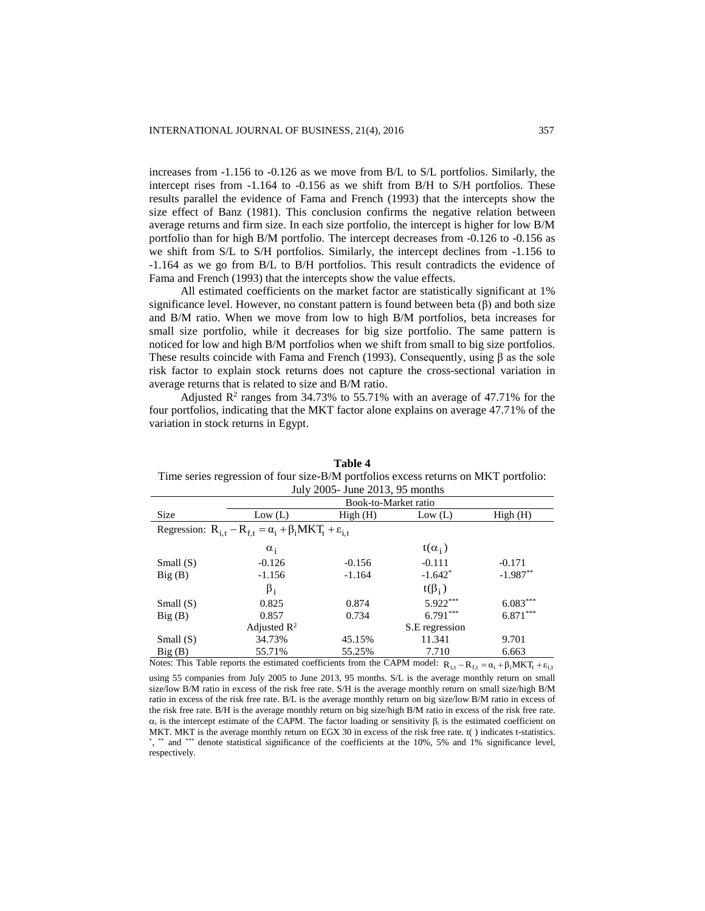increases from -1.156 to -0.126 as we move from B/L to S/L portfolios. Similarly, the intercept rises from -1.164 to -0.156 as we shift from B/H to S/H portfolios. These results parallel the evidence of Fama and French (1993) that the intercepts show the size effect of Banz (1981). This conclusion confirms the negative relation between average returns and firm size. In each size portfolio, the intercept is higher for low B/M portfolio than for high B/M portfolio. The intercept decreases from -0.126 to -0.156 as we shift from S/L to S/H portfolios. Similarly, the intercept declines from -1.156 to -1.164 as we go from B/L to B/H portfolios. This result contradicts the evidence of Fama and French (1993) that the intercepts show the value effects.

All estimated coefficients on the market factor are statistically significant at 1% significance level. However, no constant pattern is found between beta (β) and both size and B/M ratio. When we move from low to high B/M portfolios, beta increases for small size portfolio, while it decreases for big size portfolio. The same pattern is noticed for low and high B/M portfolios when we shift from small to big size portfolios. These results coincide with Fama and French (1993). Consequently, using β as the sole risk factor to explain stock returns does not capture the cross-sectional variation in average returns that is related to size and B/M ratio.

Adjusted $R^2$ ranges from 34.73% to 55.71% with an average of 47.71% for the four portfolios, indicating that the MKT factor alone explains on average 47.71% of the variation in stock returns in Egypt.

**Table 4**

Time series regression of four size-B/M portfolios excess returns on MKT portfolio: July 2005- June 2013, 95 months

| | Book-to-Market ratio | | | |
|---|---|---|---|---|
| Size | Low (L) | High (H) | Low (L) | High (H) |
| Regression: $R_{i,t} - R_{f,t} = \alpha_i + \beta_i MKT_t + \varepsilon_{i,t}$ | | | | |
| | $\alpha_i$ | | $t(\alpha_i)$ | |
| Small (S) | -0.126 | -0.156 | -0.111 | -0.171 |
| Big (B) | -1.156 | -1.164 | -1.642* | -1.987** |
| | $\beta_i$ | | $t(\beta_i)$ | |
| Small (S) | 0.825 | 0.874 | 5.922*** | 6.083*** |
| Big (B) | 0.857 | 0.734 | 6.791*** | 6.871*** |
| | Adjusted $R^2$ | | S.E regression | |
| Small (S) | 34.73% | 45.15% | 11.341 | 9.701 |
| Big (B) | 55.71% | 55.25% | 7.710 | 6.663 |

Notes: This Table reports the estimated coefficients from the CAPM model: $R_{i,t} - R_{f,t} = \alpha_i + \beta_i MKT_t + \varepsilon_{i,t}$ using 55 companies from July 2005 to June 2013, 95 months. S/L is the average monthly return on small size/low B/M ratio in excess of the risk free rate. S/H is the average monthly return on small size/high B/M ratio in excess of the risk free rate. B/L is the average monthly return on big size/low B/M ratio in excess of the risk free rate. B/H is the average monthly return on big size/high B/M ratio in excess of the risk free rate. $\alpha_i$ is the intercept estimate of the CAPM. The factor loading or sensitivity $\beta_i$ is the estimated coefficient on MKT. MKT is the average monthly return on EGX 30 in excess of the risk free rate. t( ) indicates t-statistics. *, ** and *** denote statistical significance of the coefficients at the 10%, 5% and 1% significance level, respectively.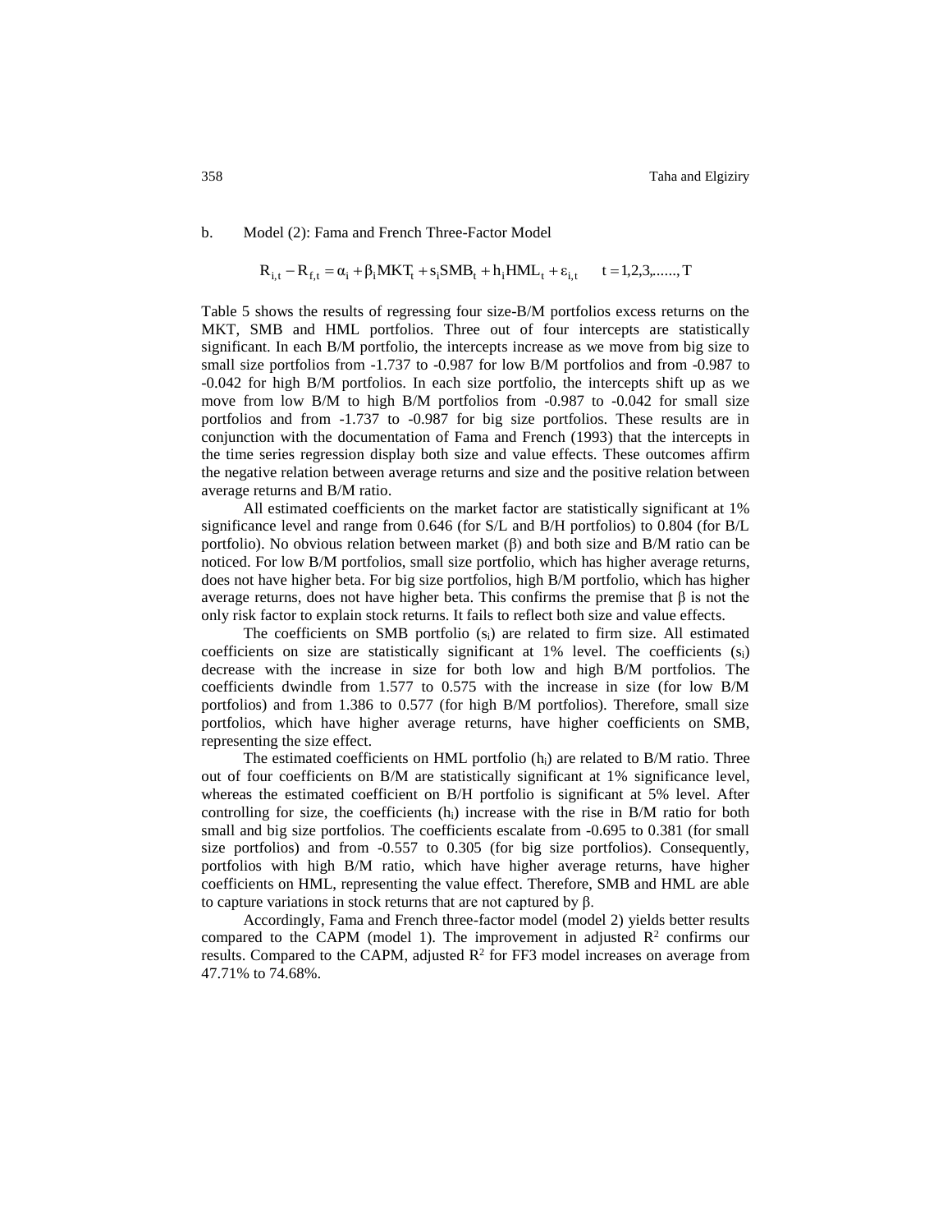b. Model (2): Fama and French Three-Factor Model

$$R_{i,t} - R_{f,t} = \alpha_i + \beta_i MKT_t + s_i SMB_t + h_i HML_t + \varepsilon_{i,t} \qquad t = 1,2,3,......,T$$

Table 5 shows the results of regressing four size-B/M portfolios excess returns on the MKT, SMB and HML portfolios. Three out of four intercepts are statistically significant. In each B/M portfolio, the intercepts increase as we move from big size to small size portfolios from -1.737 to -0.987 for low B/M portfolios and from -0.987 to -0.042 for high B/M portfolios. In each size portfolio, the intercepts shift up as we move from low B/M to high B/M portfolios from -0.987 to -0.042 for small size portfolios and from -1.737 to -0.987 for big size portfolios. These results are in conjunction with the documentation of Fama and French (1993) that the intercepts in the time series regression display both size and value effects. These outcomes affirm the negative relation between average returns and size and the positive relation between average returns and B/M ratio.

All estimated coefficients on the market factor are statistically significant at 1% significance level and range from 0.646 (for S/L and B/H portfolios) to 0.804 (for B/L portfolio). No obvious relation between market ($\beta$) and both size and B/M ratio can be noticed. For low B/M portfolios, small size portfolio, which has higher average returns, does not have higher beta. For big size portfolios, high B/M portfolio, which has higher average returns, does not have higher beta. This confirms the premise that $\beta$ is not the only risk factor to explain stock returns. It fails to reflect both size and value effects.

The coefficients on SMB portfolio ($s_i$) are related to firm size. All estimated coefficients on size are statistically significant at 1% level. The coefficients ($s_i$) decrease with the increase in size for both low and high B/M portfolios. The coefficients dwindle from 1.577 to 0.575 with the increase in size (for low B/M portfolios) and from 1.386 to 0.577 (for high B/M portfolios). Therefore, small size portfolios, which have higher average returns, have higher coefficients on SMB, representing the size effect.

The estimated coefficients on HML portfolio ($h_i$) are related to B/M ratio. Three out of four coefficients on B/M are statistically significant at 1% significance level, whereas the estimated coefficient on B/H portfolio is significant at 5% level. After controlling for size, the coefficients ($h_i$) increase with the rise in B/M ratio for both small and big size portfolios. The coefficients escalate from -0.695 to 0.381 (for small size portfolios) and from -0.557 to 0.305 (for big size portfolios). Consequently, portfolios with high B/M ratio, which have higher average returns, have higher coefficients on HML, representing the value effect. Therefore, SMB and HML are able to capture variations in stock returns that are not captured by $\beta$.

Accordingly, Fama and French three-factor model (model 2) yields better results compared to the CAPM (model 1). The improvement in adjusted $R^2$ confirms our results. Compared to the CAPM, adjusted $R^2$ for FF3 model increases on average from 47.71% to 74.68%.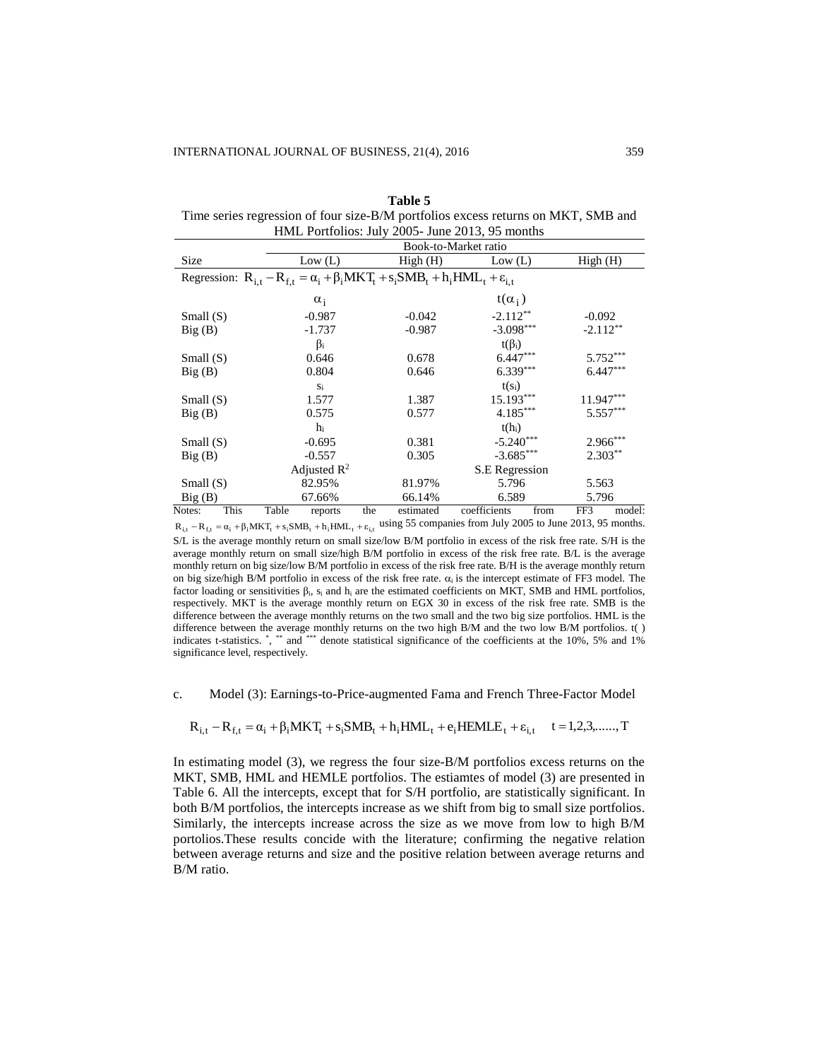**Table 5**

Time series regression of four size-B/M portfolios excess returns on MKT, SMB and HML Portfolios: July 2005- June 2013, 95 months

| | Book-to-Market ratio | | | |
|---|---|---|---|---|
| Size | Low (L) | High (H) | Low (L) | High (H) |
| Regression: $R_{i,t} - R_{f,t} = \alpha_i + \beta_i MKT_t + s_i SMB_t + h_i HML_t + \varepsilon_{i,t}$ | | | | |
| | $\alpha_i$ | | $t(\alpha_i)$ | |
| Small (S) | -0.987 | -0.042 | -2.112** | -0.092 |
| Big (B) | -1.737 | -0.987 | -3.098*** | -2.112** |
| | $\beta_i$ | | $t(\beta_i)$ | |
| Small (S) | 0.646 | 0.678 | 6.447*** | 5.752*** |
| Big (B) | 0.804 | 0.646 | 6.339*** | 6.447*** |
| | $s_i$ | | $t(s_i)$ | |
| Small (S) | 1.577 | 1.387 | 15.193*** | 11.947*** |
| Big (B) | 0.575 | 0.577 | 4.185*** | 5.557*** |
| | $h_i$ | | $t(h_i)$ | |
| Small (S) | -0.695 | 0.381 | -5.240*** | 2.966*** |
| Big (B) | -0.557 | 0.305 | -3.685*** | 2.303** |
| | Adjusted $R^2$ | | S.E Regression | |
| Small (S) | 82.95% | 81.97% | 5.796 | 5.563 |
| Big (B) | 67.66% | 66.14% | 6.589 | 5.796 |

Notes: This Table reports the estimated coefficients from FF3 model: $R_{i,t} - R_{f,t} = \alpha_i + \beta_i MKT_t + s_i SMB_t + h_i HML_t + \varepsilon_{i,t}$ using 55 companies from July 2005 to June 2013, 95 months. S/L is the average monthly return on small size/low B/M portfolio in excess of the risk free rate. S/H is the average monthly return on small size/high B/M portfolio in excess of the risk free rate. B/L is the average monthly return on big size/low B/M portfolio in excess of the risk free rate. B/H is the average monthly return on big size/high B/M portfolio in excess of the risk free rate. $\alpha_i$ is the intercept estimate of FF3 model. The factor loading or sensitivities $\beta_i$, $s_i$ and $h_i$ are the estimated coefficients on MKT, SMB and HML portfolios, respectively. MKT is the average monthly return on EGX 30 in excess of the risk free rate. SMB is the difference between the average monthly returns on the two small and the two big size portfolios. HML is the difference between the average monthly returns on the two high B/M and the two low B/M portfolios. t( ) indicates t-statistics. *, ** and *** denote statistical significance of the coefficients at the 10%, 5% and 1% significance level, respectively.

c. Model (3): Earnings-to-Price-augmented Fama and French Three-Factor Model

$$R_{i,t} - R_{f,t} = \alpha_i + \beta_i MKT_t + s_i SMB_t + h_i HML_t + e_i HEMLE_t + \varepsilon_{i,t} \quad t = 1,2,3,......,T$$

In estimating model (3), we regress the four size-B/M portfolios excess returns on the MKT, SMB, HML and HEMLE portfolios. The estiamtes of model (3) are presented in Table 6. All the intercepts, except that for S/H portfolio, are statistically significant. In both B/M portfolios, the intercepts increase as we shift from big to small size portfolios. Similarly, the intercepts increase across the size as we move from low to high B/M portolios.These results concide with the literature; confirming the negative relation between average returns and size and the positive relation between average returns and B/M ratio.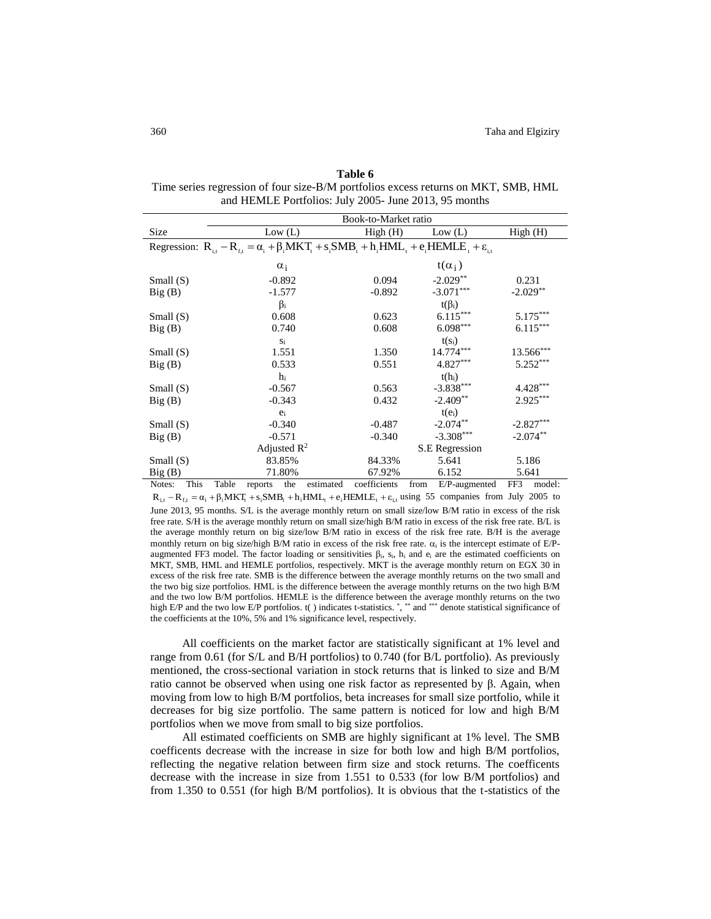**Table 6**

Time series regression of four size-B/M portfolios excess returns on MKT, SMB, HML and HEMLE Portfolios: July 2005- June 2013, 95 months

| | Book-to-Market ratio | | | |
|---|---|---|---|---|
| Size | Low (L) | High (H) | Low (L) | High (H) |
| Regression: $R_{i,t} - R_{f,t} = \alpha_i + \beta_i MKT_t + s_i SMB_t + h_i HML_t + e_i HEMLE_t + \varepsilon_{i,t}$ | | | | |
| | $\alpha_i$ | | $t(\alpha_i)$ | |
| Small (S) | -0.892 | 0.094 | -2.029** | 0.231 |
| Big (B) | -1.577 | -0.892 | -3.071*** | -2.029** |
| | $\beta_i$ | | $t(\beta_i)$ | |
| Small (S) | 0.608 | 0.623 | 6.115*** | 5.175*** |
| Big (B) | 0.740 | 0.608 | 6.098*** | 6.115*** |
| | $s_i$ | | $t(s_i)$ | |
| Small (S) | 1.551 | 1.350 | 14.774*** | 13.566*** |
| Big (B) | 0.533 | 0.551 | 4.827*** | 5.252*** |
| | $h_i$ | | $t(h_i)$ | |
| Small (S) | -0.567 | 0.563 | -3.838*** | 4.428*** |
| Big (B) | -0.343 | 0.432 | -2.409** | 2.925*** |
| | $e_i$ | | $t(e_i)$ | |
| Small (S) | -0.340 | -0.487 | -2.074** | -2.827*** |
| Big (B) | -0.571 | -0.340 | -3.308*** | -2.074** |
| | Adjusted $R^2$ | | S.E Regression | |
| Small (S) | 83.85% | 84.33% | 5.641 | 5.186 |
| Big (B) | 71.80% | 67.92% | 6.152 | 5.641 |

Notes: This Table reports the estimated coefficients from E/P-augmented FF3 model: $R_{i,t} - R_{f,t} = \alpha_i + \beta_i MKT_t + s_i SMB_t + h_i HML_t + e_i HEMLE_t + \varepsilon_{i,t}$ using 55 companies from July 2005 to June 2013, 95 months. S/L is the average monthly return on small size/low B/M ratio in excess of the risk free rate. S/H is the average monthly return on small size/high B/M ratio in excess of the risk free rate. B/L is the average monthly return on big size/low B/M ratio in excess of the risk free rate. B/H is the average monthly return on big size/high B/M ratio in excess of the risk free rate. $\alpha_i$ is the intercept estimate of E/P-augmented FF3 model. The factor loading or sensitivities $\beta_i$, $s_i$, $h_i$ and $e_i$ are the estimated coefficients on MKT, SMB, HML and HEMLE portfolios, respectively. MKT is the average monthly return on EGX 30 in excess of the risk free rate. SMB is the difference between the average monthly returns on the two small and the two big size portfolios. HML is the difference between the average monthly returns on the two high B/M and the two low B/M portfolios. HEMLE is the difference between the average monthly returns on the two high E/P and the two low E/P portfolios. t( ) indicates t-statistics. *, ** and *** denote statistical significance of the coefficients at the 10%, 5% and 1% significance level, respectively.

All coefficients on the market factor are statistically significant at 1% level and range from 0.61 (for S/L and B/H portfolios) to 0.740 (for B/L portfolio). As previously mentioned, the cross-sectional variation in stock returns that is linked to size and B/M ratio cannot be observed when using one risk factor as represented by β. Again, when moving from low to high B/M portfolios, beta increases for small size portfolio, while it decreases for big size portfolio. The same pattern is noticed for low and high B/M portfolios when we move from small to big size portfolios.

All estimated coefficients on SMB are highly significant at 1% level. The SMB coefficents decrease with the increase in size for both low and high B/M portfolios, reflecting the negative relation between firm size and stock returns. The coefficents decrease with the increase in size from 1.551 to 0.533 (for low B/M portfolios) and from 1.350 to 0.551 (for high B/M portfolios). It is obvious that the t-statistics of the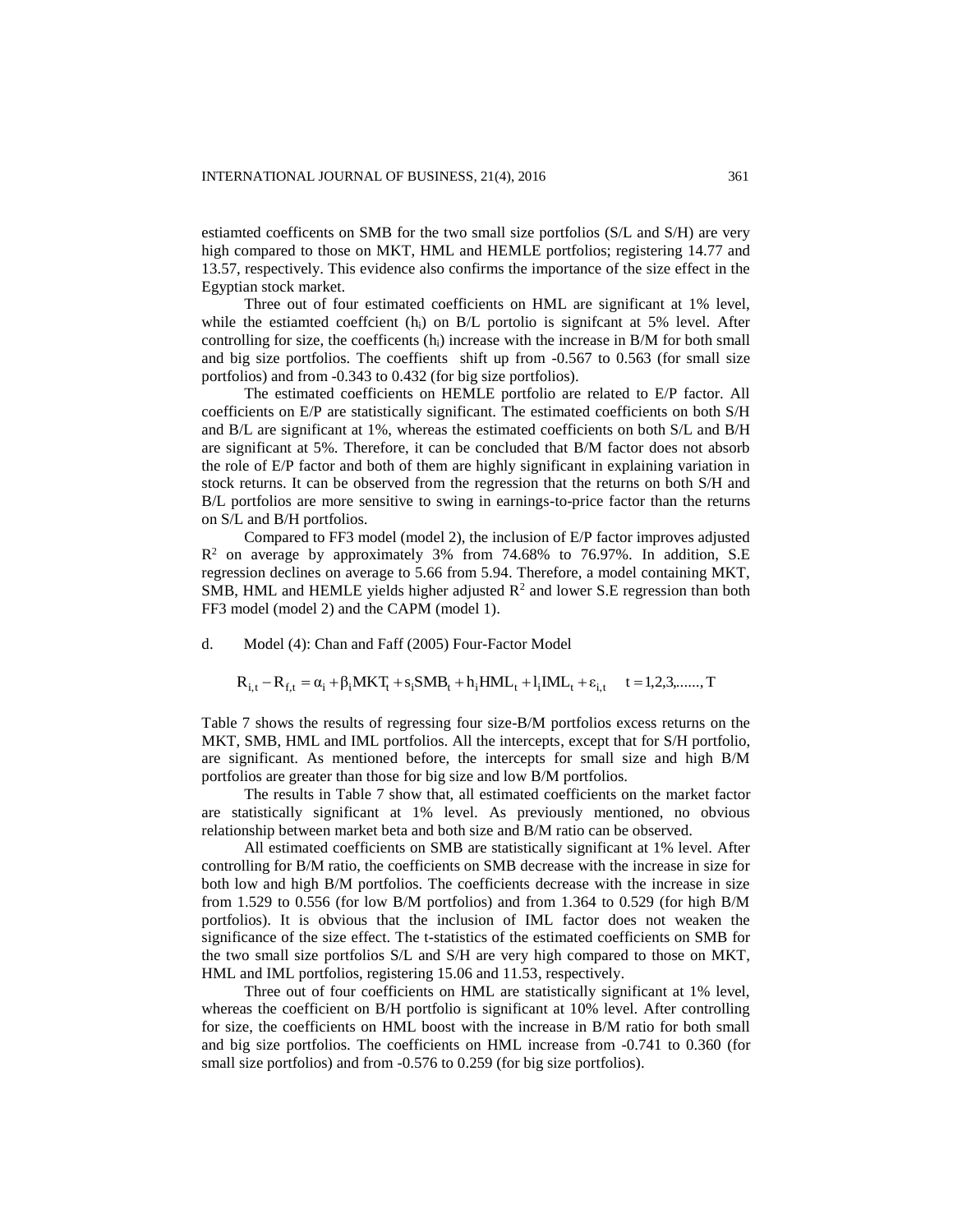estiamted coefficents on SMB for the two small size portfolios (S/L and S/H) are very high compared to those on MKT, HML and HEMLE portfolios; registering 14.77 and 13.57, respectively. This evidence also confirms the importance of the size effect in the Egyptian stock market.

Three out of four estimated coefficients on HML are significant at 1% level, while the estiamted coeffcient ($h_i$) on B/L portolio is signifcant at 5% level. After controlling for size, the coefficents ($h_i$) increase with the increase in B/M for both small and big size portfolios. The coeffients shift up from -0.567 to 0.563 (for small size portfolios) and from -0.343 to 0.432 (for big size portfolios).

The estimated coefficients on HEMLE portfolio are related to E/P factor. All coefficients on E/P are statistically significant. The estimated coefficients on both S/H and B/L are significant at 1%, whereas the estimated coefficients on both S/L and B/H are significant at 5%. Therefore, it can be concluded that B/M factor does not absorb the role of E/P factor and both of them are highly significant in explaining variation in stock returns. It can be observed from the regression that the returns on both S/H and B/L portfolios are more sensitive to swing in earnings-to-price factor than the returns on S/L and B/H portfolios.

Compared to FF3 model (model 2), the inclusion of E/P factor improves adjusted $R^2$ on average by approximately 3% from 74.68% to 76.97%. In addition, S.E regression declines on average to 5.66 from 5.94. Therefore, a model containing MKT, SMB, HML and HEMLE yields higher adjusted $R^2$ and lower S.E regression than both FF3 model (model 2) and the CAPM (model 1).

d. Model (4): Chan and Faff (2005) Four-Factor Model

$$R_{i,t} - R_{f,t} = \alpha_i + \beta_i MKT_t + s_i SMB_t + h_i HML_t + l_i IML_t + \varepsilon_{i,t} \quad t = 1,2,3,......,T$$

Table 7 shows the results of regressing four size-B/M portfolios excess returns on the MKT, SMB, HML and IML portfolios. All the intercepts, except that for S/H portfolio, are significant. As mentioned before, the intercepts for small size and high B/M portfolios are greater than those for big size and low B/M portfolios.

The results in Table 7 show that, all estimated coefficients on the market factor are statistically significant at 1% level. As previously mentioned, no obvious relationship between market beta and both size and B/M ratio can be observed.

All estimated coefficients on SMB are statistically significant at 1% level. After controlling for B/M ratio, the coefficients on SMB decrease with the increase in size for both low and high B/M portfolios. The coefficients decrease with the increase in size from 1.529 to 0.556 (for low B/M portfolios) and from 1.364 to 0.529 (for high B/M portfolios). It is obvious that the inclusion of IML factor does not weaken the significance of the size effect. The t-statistics of the estimated coefficients on SMB for the two small size portfolios S/L and S/H are very high compared to those on MKT, HML and IML portfolios, registering 15.06 and 11.53, respectively.

Three out of four coefficients on HML are statistically significant at 1% level, whereas the coefficient on B/H portfolio is significant at 10% level. After controlling for size, the coefficients on HML boost with the increase in B/M ratio for both small and big size portfolios. The coefficients on HML increase from -0.741 to 0.360 (for small size portfolios) and from -0.576 to 0.259 (for big size portfolios).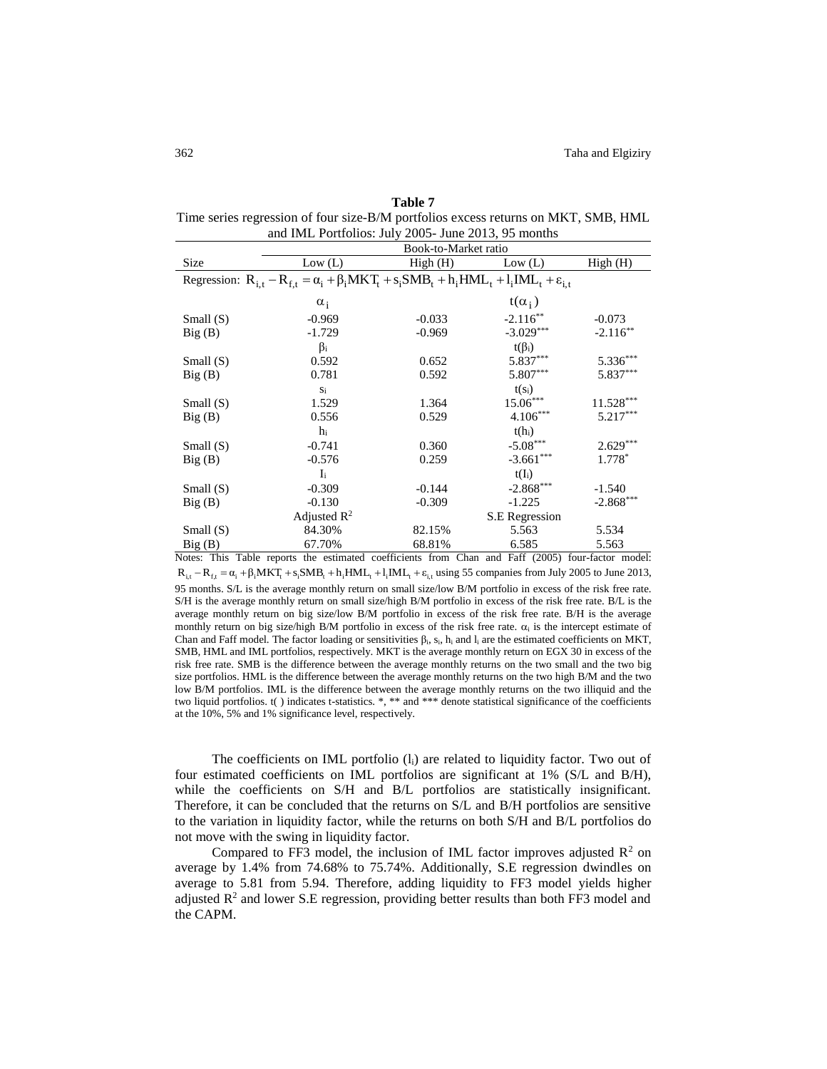**Table 7**

Time series regression of four size-B/M portfolios excess returns on MKT, SMB, HML and IML Portfolios: July 2005- June 2013, 95 months

| | Book-to-Market ratio | | | |
|---|---|---|---|---|
| Size | Low (L) | High (H) | Low (L) | High (H) |
| Regression: $R_{i,t} - R_{f,t} = \alpha_i + \beta_i MKT_t + s_i SMB_t + h_i HML_t + l_i IML_t + \varepsilon_{i,t}$ | | | | |
| | $\alpha_i$ | | $t(\alpha_i)$ | |
| Small (S) | -0.969 | -0.033 | -2.116** | -0.073 |
| Big (B) | -1.729 | -0.969 | -3.029*** | -2.116** |
| | $\beta_i$ | | $t(\beta_i)$ | |
| Small (S) | 0.592 | 0.652 | 5.837*** | 5.336*** |
| Big (B) | 0.781 | 0.592 | 5.807*** | 5.837*** |
| | $s_i$ | | $t(s_i)$ | |
| Small (S) | 1.529 | 1.364 | 15.06*** | 11.528*** |
| Big (B) | 0.556 | 0.529 | 4.106*** | 5.217*** |
| | $h_i$ | | $t(h_i)$ | |
| Small (S) | -0.741 | 0.360 | -5.08*** | 2.629*** |
| Big (B) | -0.576 | 0.259 | -3.661*** | 1.778* |
| | $I_i$ | | $t(I_i)$ | |
| Small (S) | -0.309 | -0.144 | -2.868*** | -1.540 |
| Big (B) | -0.130 | -0.309 | -1.225 | -2.868*** |
| | Adjusted $R^2$ | | S.E Regression | |
| Small (S) | 84.30% | 82.15% | 5.563 | 5.534 |
| Big (B) | 67.70% | 68.81% | 6.585 | 5.563 |

Notes: This Table reports the estimated coefficients from Chan and Faff (2005) four-factor model: $R_{i,t} - R_{f,t} = \alpha_i + \beta_i MKT_t + s_i SMB_t + h_i HML_t + l_i IML_t + \varepsilon_{i,t}$ using 55 companies from July 2005 to June 2013, 95 months. S/L is the average monthly return on small size/low B/M portfolio in excess of the risk free rate. S/H is the average monthly return on small size/high B/M portfolio in excess of the risk free rate. B/L is the average monthly return on big size/low B/M portfolio in excess of the risk free rate. B/H is the average monthly return on big size/high B/M portfolio in excess of the risk free rate. $\alpha_i$ is the intercept estimate of Chan and Faff model. The factor loading or sensitivities $\beta_i$, $s_i$, $h_i$ and $l_i$ are the estimated coefficients on MKT, SMB, HML and IML portfolios, respectively. MKT is the average monthly return on EGX 30 in excess of the risk free rate. SMB is the difference between the average monthly returns on the two small and the two big size portfolios. HML is the difference between the average monthly returns on the two high B/M and the two low B/M portfolios. IML is the difference between the average monthly returns on the two illiquid and the two liquid portfolios. t( ) indicates t-statistics. *, ** and *** denote statistical significance of the coefficients at the 10%, 5% and 1% significance level, respectively.

The coefficients on IML portfolio ($l_i$) are related to liquidity factor. Two out of four estimated coefficients on IML portfolios are significant at 1% (S/L and B/H), while the coefficients on S/H and B/L portfolios are statistically insignificant. Therefore, it can be concluded that the returns on S/L and B/H portfolios are sensitive to the variation in liquidity factor, while the returns on both S/H and B/L portfolios do not move with the swing in liquidity factor.

Compared to FF3 model, the inclusion of IML factor improves adjusted $R^2$ on average by 1.4% from 74.68% to 75.74%. Additionally, S.E regression dwindles on average to 5.81 from 5.94. Therefore, adding liquidity to FF3 model yields higher adjusted $R^2$ and lower S.E regression, providing better results than both FF3 model and the CAPM.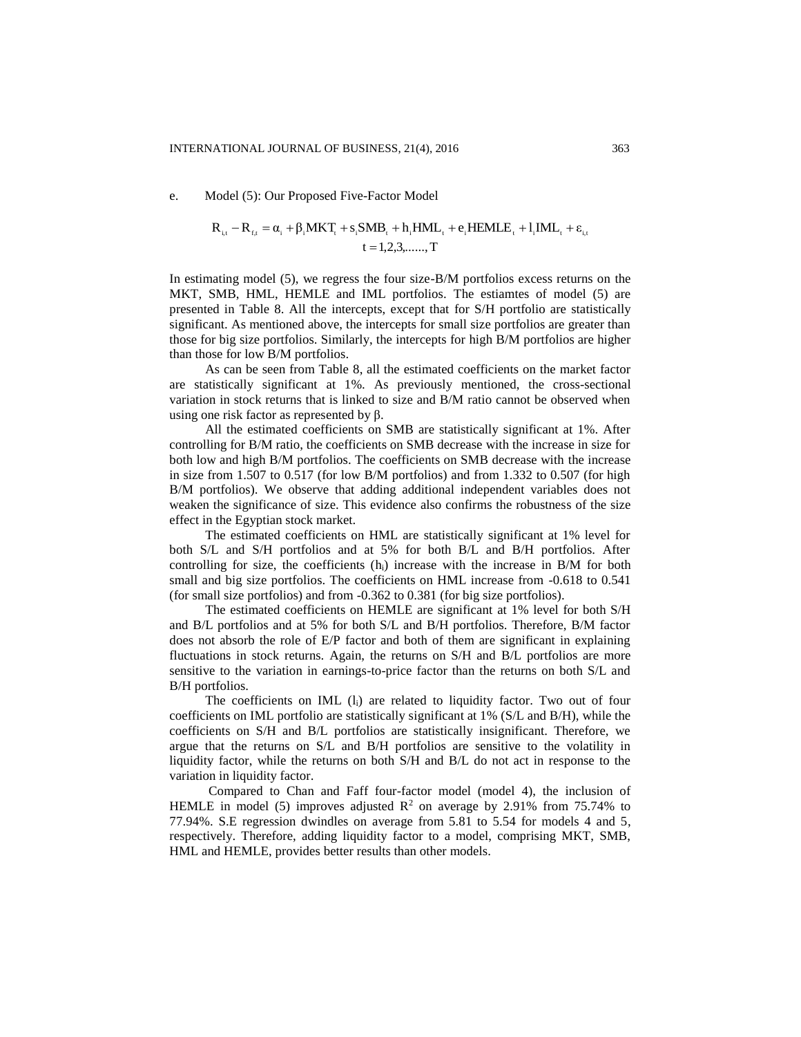e. Model (5): Our Proposed Five-Factor Model

$$R_{i,t} - R_{f,t} = \alpha_i + \beta_i MKT_t + s_i SMB_t + h_i HML_t + e_i HEMLE_t + l_i IML_t + \varepsilon_{i,t}$$
$$t = 1,2,3,\ldots\ldots, T$$

In estimating model (5), we regress the four size-B/M portfolios excess returns on the MKT, SMB, HML, HEMLE and IML portfolios. The estiamtes of model (5) are presented in Table 8. All the intercepts, except that for S/H portfolio are statistically significant. As mentioned above, the intercepts for small size portfolios are greater than those for big size portfolios. Similarly, the intercepts for high B/M portfolios are higher than those for low B/M portfolios.

As can be seen from Table 8, all the estimated coefficients on the market factor are statistically significant at 1%. As previously mentioned, the cross-sectional variation in stock returns that is linked to size and B/M ratio cannot be observed when using one risk factor as represented by $\beta$.

All the estimated coefficients on SMB are statistically significant at 1%. After controlling for B/M ratio, the coefficients on SMB decrease with the increase in size for both low and high B/M portfolios. The coefficients on SMB decrease with the increase in size from 1.507 to 0.517 (for low B/M portfolios) and from 1.332 to 0.507 (for high B/M portfolios). We observe that adding additional independent variables does not weaken the significance of size. This evidence also confirms the robustness of the size effect in the Egyptian stock market.

The estimated coefficients on HML are statistically significant at 1% level for both S/L and S/H portfolios and at 5% for both B/L and B/H portfolios. After controlling for size, the coefficients ($h_i$) increase with the increase in B/M for both small and big size portfolios. The coefficients on HML increase from -0.618 to 0.541 (for small size portfolios) and from -0.362 to 0.381 (for big size portfolios).

The estimated coefficients on HEMLE are significant at 1% level for both S/H and B/L portfolios and at 5% for both S/L and B/H portfolios. Therefore, B/M factor does not absorb the role of E/P factor and both of them are significant in explaining fluctuations in stock returns. Again, the returns on S/H and B/L portfolios are more sensitive to the variation in earnings-to-price factor than the returns on both S/L and B/H portfolios.

The coefficients on IML ($l_i$) are related to liquidity factor. Two out of four coefficients on IML portfolio are statistically significant at 1% (S/L and B/H), while the coefficients on S/H and B/L portfolios are statistically insignificant. Therefore, we argue that the returns on S/L and B/H portfolios are sensitive to the volatility in liquidity factor, while the returns on both S/H and B/L do not act in response to the variation in liquidity factor.

Compared to Chan and Faff four-factor model (model 4), the inclusion of HEMLE in model (5) improves adjusted $R^2$ on average by 2.91% from 75.74% to 77.94%. S.E regression dwindles on average from 5.81 to 5.54 for models 4 and 5, respectively. Therefore, adding liquidity factor to a model, comprising MKT, SMB, HML and HEMLE, provides better results than other models.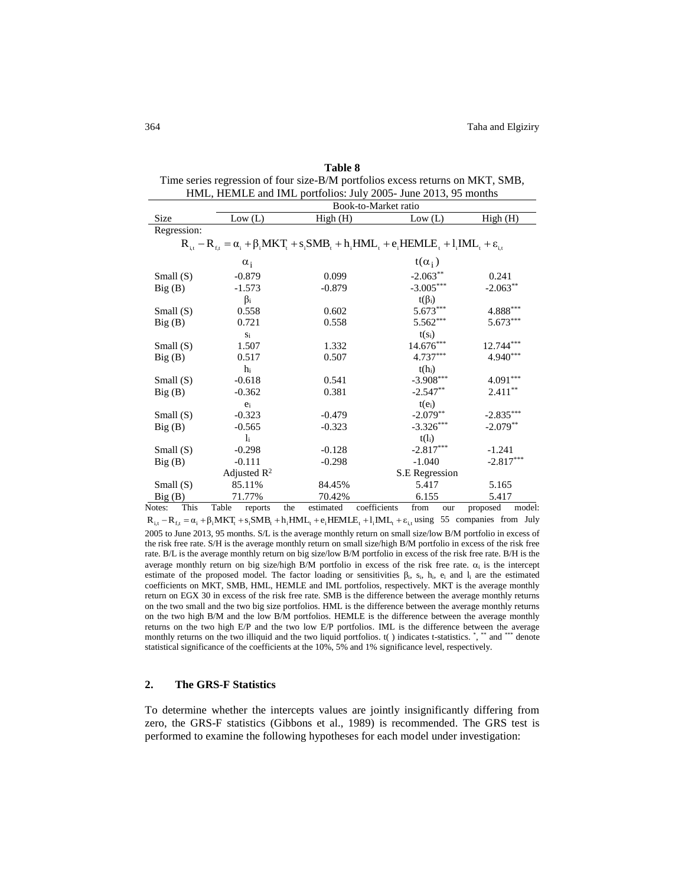**Table 8**

Time series regression of four size-B/M portfolios excess returns on MKT, SMB, HML, HEMLE and IML portfolios: July 2005- June 2013, 95 months

| Size | Book-to-Market ratio | | | |
|---|---|---|---|---|
| | Low (L) | High (H) | Low (L) | High (H) |
| Regression: | $R_{i,t} - R_{f,t} = \alpha_i + \beta_i MKT_t + s_i SMB_t + h_i HML_t + e_i HEMLE_t + l_i IML_t + \varepsilon_{i,t}$ | | | |
| | $\alpha_i$ | | $t(\alpha_i)$ | |
| Small (S) | -0.879 | 0.099 | -2.063** | 0.241 |
| Big (B) | -1.573 | -0.879 | -3.005*** | -2.063** |
| | $\beta_i$ | | $t(\beta_i)$ | |
| Small (S) | 0.558 | 0.602 | 5.673*** | 4.888*** |
| Big (B) | 0.721 | 0.558 | 5.562*** | 5.673*** |
| | $s_i$ | | $t(s_i)$ | |
| Small (S) | 1.507 | 1.332 | 14.676*** | 12.744*** |
| Big (B) | 0.517 | 0.507 | 4.737*** | 4.940*** |
| | $h_i$ | | $t(h_i)$ | |
| Small (S) | -0.618 | 0.541 | -3.908*** | 4.091*** |
| Big (B) | -0.362 | 0.381 | -2.547** | 2.411** |
| | $e_i$ | | $t(e_i)$ | |
| Small (S) | -0.323 | -0.479 | -2.079** | -2.835*** |
| Big (B) | -0.565 | -0.323 | -3.326*** | -2.079** |
| | $l_i$ | | $t(l_i)$ | |
| Small (S) | -0.298 | -0.128 | -2.817*** | -1.241 |
| Big (B) | -0.111 | -0.298 | -1.040 | -2.817*** |
| | Adjusted $R^2$ | | S.E Regression | |
| Small (S) | 85.11% | 84.45% | 5.417 | 5.165 |
| Big (B) | 71.77% | 70.42% | 6.155 | 5.417 |

Notes: This Table reports the estimated coefficients from our proposed model: $R_{i,t} - R_{f,t} = \alpha_i + \beta_i MKT_t + s_i SMB_t + h_i HML_t + e_i HEMLE_t + l_i IML_t + \varepsilon_{i,t}$ using 55 companies from July 2005 to June 2013, 95 months. S/L is the average monthly return on small size/low B/M portfolio in excess of the risk free rate. S/H is the average monthly return on small size/high B/M portfolio in excess of the risk free rate. B/L is the average monthly return on big size/low B/M portfolio in excess of the risk free rate. B/H is the average monthly return on big size/high B/M portfolio in excess of the risk free rate. $\alpha_i$ is the intercept estimate of the proposed model. The factor loading or sensitivities $\beta_i$, $s_i$, $h_i$, $e_i$ and $l_i$ are the estimated coefficients on MKT, SMB, HML, HEMLE and IML portfolios, respectively. MKT is the average monthly return on EGX 30 in excess of the risk free rate. SMB is the difference between the average monthly returns on the two small and the two big size portfolios. HML is the difference between the average monthly returns on the two high B/M and the low B/M portfolios. HEMLE is the difference between the average monthly returns on the two high E/P and the two low E/P portfolios. IML is the difference between the average monthly returns on the two illiquid and the two liquid portfolios. t( ) indicates t-statistics. *, ** and *** denote statistical significance of the coefficients at the 10%, 5% and 1% significance level, respectively.

## 2. The GRS-F Statistics

To determine whether the intercepts values are jointly insignificantly differing from zero, the GRS-F statistics (Gibbons et al., 1989) is recommended. The GRS test is performed to examine the following hypotheses for each model under investigation: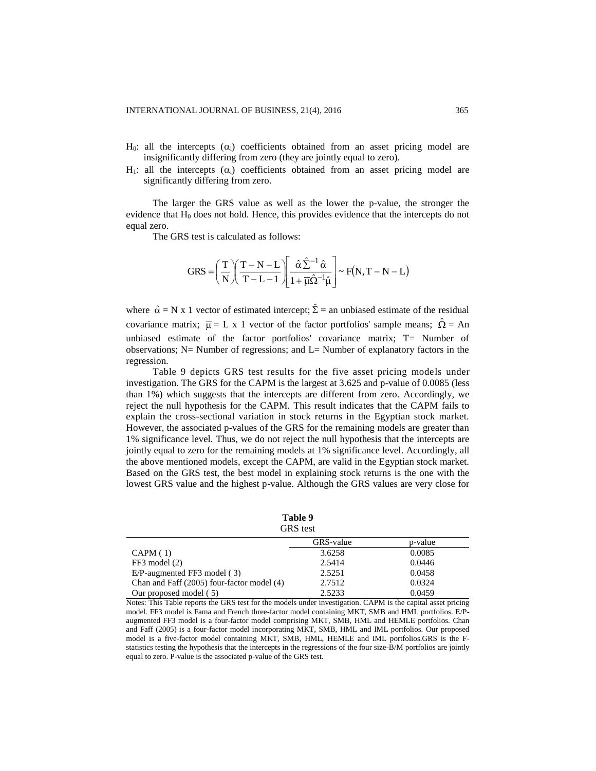$H_0$: all the intercepts ($\alpha_i$) coefficients obtained from an asset pricing model are insignificantly differing from zero (they are jointly equal to zero).

$H_1$: all the intercepts ($\alpha_i$) coefficients obtained from an asset pricing model are significantly differing from zero.

The larger the GRS value as well as the lower the p-value, the stronger the evidence that $H_0$ does not hold. Hence, this provides evidence that the intercepts do not equal zero.

The GRS test is calculated as follows:

$$\text{GRS} = \left(\frac{T}{N}\right)\left(\frac{T-N-L}{T-L-1}\right)\left[\frac{\hat{\alpha}\hat{\Sigma}^{-1}\hat{\alpha}}{1+\bar{\mu}\hat{\Omega}^{-1}\hat{\mu}}\right] \sim F(N, T-N-L)$$

where $\hat{\alpha}$ = N x 1 vector of estimated intercept; $\hat{\Sigma}$ = an unbiased estimate of the residual covariance matrix; $\bar{\mu}$ = L x 1 vector of the factor portfolios' sample means; $\hat{\Omega}$ = An unbiased estimate of the factor portfolios' covariance matrix; T= Number of observations; N= Number of regressions; and L= Number of explanatory factors in the regression.

Table 9 depicts GRS test results for the five asset pricing models under investigation. The GRS for the CAPM is the largest at 3.625 and p-value of 0.0085 (less than 1%) which suggests that the intercepts are different from zero. Accordingly, we reject the null hypothesis for the CAPM. This result indicates that the CAPM fails to explain the cross-sectional variation in stock returns in the Egyptian stock market. However, the associated p-values of the GRS for the remaining models are greater than 1% significance level. Thus, we do not reject the null hypothesis that the intercepts are jointly equal to zero for the remaining models at 1% significance level. Accordingly, all the above mentioned models, except the CAPM, are valid in the Egyptian stock market. Based on the GRS test, the best model in explaining stock returns is the one with the lowest GRS value and the highest p-value. Although the GRS values are very close for

**Table 9**
GRS test

| | GRS-value | p-value |
|---|---|---|
| CAPM ( 1) | 3.6258 | 0.0085 |
| FF3 model (2) | 2.5414 | 0.0446 |
| E/P-augmented FF3 model ( 3) | 2.5251 | 0.0458 |
| Chan and Faff (2005) four-factor model (4) | 2.7512 | 0.0324 |
| Our proposed model ( 5) | 2.5233 | 0.0459 |

Notes: This Table reports the GRS test for the models under investigation. CAPM is the capital asset pricing model. FF3 model is Fama and French three-factor model containing MKT, SMB and HML portfolios. E/P-augmented FF3 model is a four-factor model comprising MKT, SMB, HML and HEMLE portfolios. Chan and Faff (2005) is a four-factor model incorporating MKT, SMB, HML and IML portfolios. Our proposed model is a five-factor model containing MKT, SMB, HML, HEMLE and IML portfolios.GRS is the F-statistics testing the hypothesis that the intercepts in the regressions of the four size-B/M portfolios are jointly equal to zero. P-value is the associated p-value of the GRS test.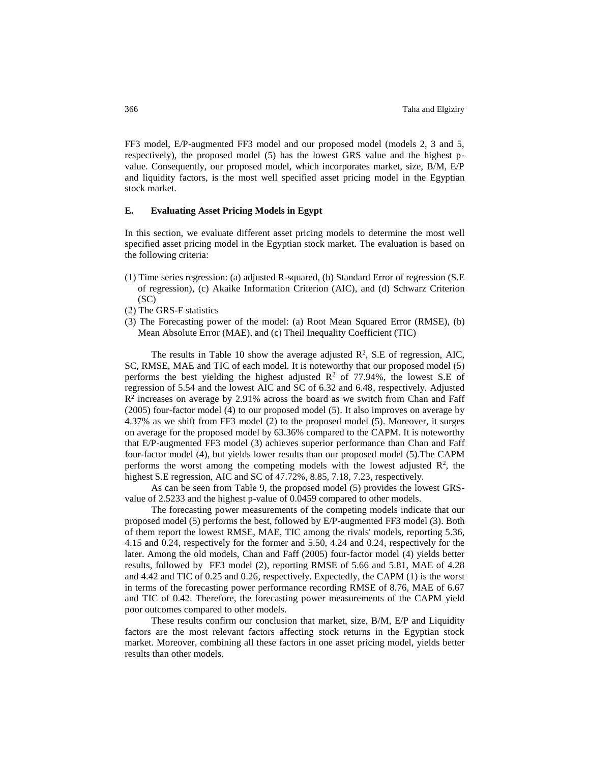FF3 model, E/P-augmented FF3 model and our proposed model (models 2, 3 and 5, respectively), the proposed model (5) has the lowest GRS value and the highest p-value. Consequently, our proposed model, which incorporates market, size, B/M, E/P and liquidity factors, is the most well specified asset pricing model in the Egyptian stock market.

### E. Evaluating Asset Pricing Models in Egypt

In this section, we evaluate different asset pricing models to determine the most well specified asset pricing model in the Egyptian stock market. The evaluation is based on the following criteria:

(1) Time series regression: (a) adjusted R-squared, (b) Standard Error of regression (S.E of regression), (c) Akaike Information Criterion (AIC), and (d) Schwarz Criterion (SC)
(2) The GRS-F statistics
(3) The Forecasting power of the model: (a) Root Mean Squared Error (RMSE), (b) Mean Absolute Error (MAE), and (c) Theil Inequality Coefficient (TIC)

The results in Table 10 show the average adjusted $R^2$, S.E of regression, AIC, SC, RMSE, MAE and TIC of each model. It is noteworthy that our proposed model (5) performs the best yielding the highest adjusted $R^2$ of 77.94%, the lowest S.E of regression of 5.54 and the lowest AIC and SC of 6.32 and 6.48, respectively. Adjusted $R^2$ increases on average by 2.91% across the board as we switch from Chan and Faff (2005) four-factor model (4) to our proposed model (5). It also improves on average by 4.37% as we shift from FF3 model (2) to the proposed model (5). Moreover, it surges on average for the proposed model by 63.36% compared to the CAPM. It is noteworthy that E/P-augmented FF3 model (3) achieves superior performance than Chan and Faff four-factor model (4), but yields lower results than our proposed model (5).The CAPM performs the worst among the competing models with the lowest adjusted $R^2$, the highest S.E regression, AIC and SC of 47.72%, 8.85, 7.18, 7.23, respectively.

As can be seen from Table 9, the proposed model (5) provides the lowest GRS-value of 2.5233 and the highest p-value of 0.0459 compared to other models.

The forecasting power measurements of the competing models indicate that our proposed model (5) performs the best, followed by E/P-augmented FF3 model (3). Both of them report the lowest RMSE, MAE, TIC among the rivals' models, reporting 5.36, 4.15 and 0.24, respectively for the former and 5.50, 4.24 and 0.24, respectively for the later. Among the old models, Chan and Faff (2005) four-factor model (4) yields better results, followed by FF3 model (2), reporting RMSE of 5.66 and 5.81, MAE of 4.28 and 4.42 and TIC of 0.25 and 0.26, respectively. Expectedly, the CAPM (1) is the worst in terms of the forecasting power performance recording RMSE of 8.76, MAE of 6.67 and TIC of 0.42. Therefore, the forecasting power measurements of the CAPM yield poor outcomes compared to other models.

These results confirm our conclusion that market, size, B/M, E/P and Liquidity factors are the most relevant factors affecting stock returns in the Egyptian stock market. Moreover, combining all these factors in one asset pricing model, yields better results than other models.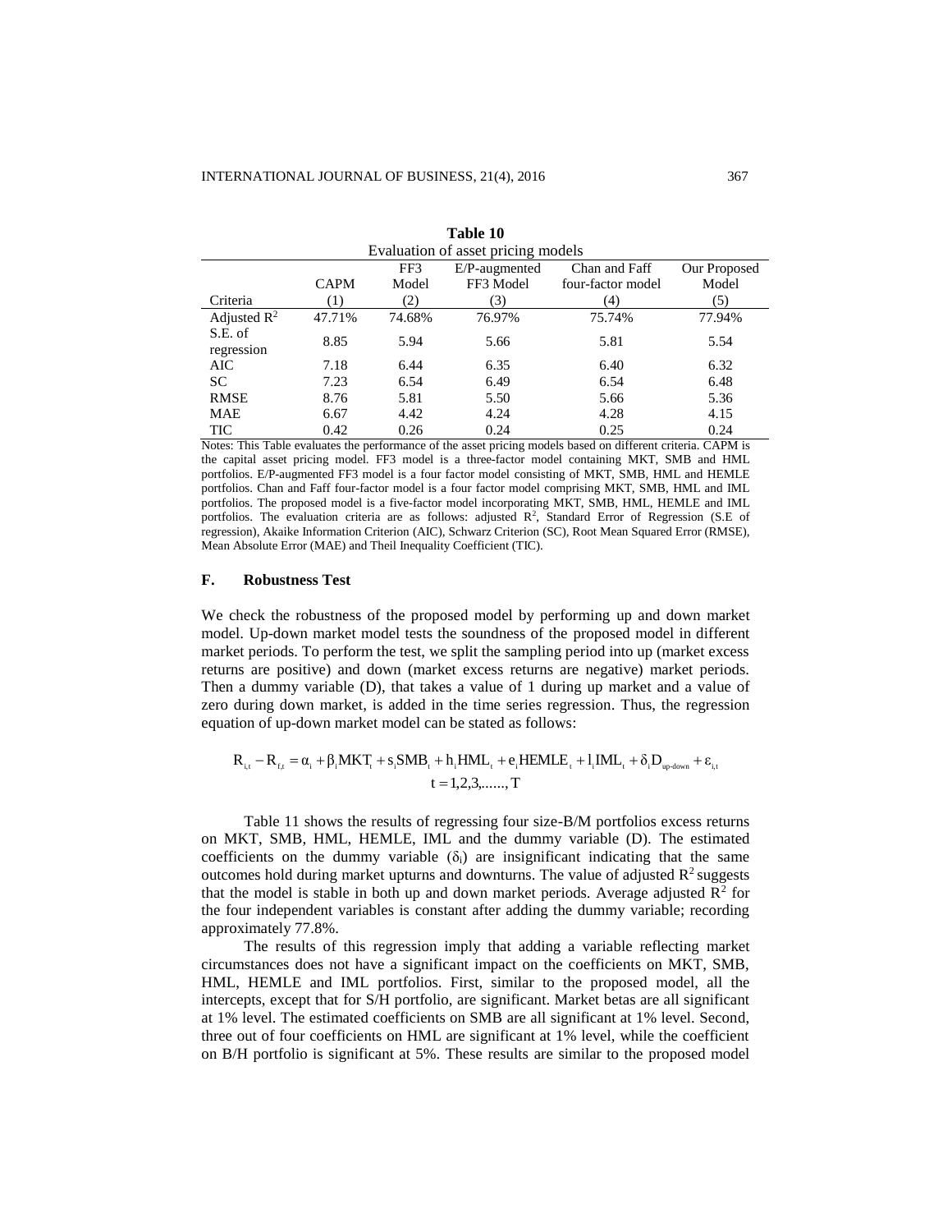**Table 10**
Evaluation of asset pricing models

| Criteria | CAPM (1) | FF3 Model (2) | E/P-augmented FF3 Model (3) | Chan and Faff four-factor model (4) | Our Proposed Model (5) |
|---|---|---|---|---|---|
| Adjusted $R^2$ | 47.71% | 74.68% | 76.97% | 75.74% | 77.94% |
| S.E. of regression | 8.85 | 5.94 | 5.66 | 5.81 | 5.54 |
| AIC | 7.18 | 6.44 | 6.35 | 6.40 | 6.32 |
| SC | 7.23 | 6.54 | 6.49 | 6.54 | 6.48 |
| RMSE | 8.76 | 5.81 | 5.50 | 5.66 | 5.36 |
| MAE | 6.67 | 4.42 | 4.24 | 4.28 | 4.15 |
| TIC | 0.42 | 0.26 | 0.24 | 0.25 | 0.24 |

Notes: This Table evaluates the performance of the asset pricing models based on different criteria. CAPM is the capital asset pricing model. FF3 model is a three-factor model containing MKT, SMB and HML portfolios. E/P-augmented FF3 model is a four factor model consisting of MKT, SMB, HML and HEMLE portfolios. Chan and Faff four-factor model is a four factor model comprising MKT, SMB, HML and IML portfolios. The proposed model is a five-factor model incorporating MKT, SMB, HML, HEMLE and IML portfolios. The evaluation criteria are as follows: adjusted $R^2$, Standard Error of Regression (S.E of regression), Akaike Information Criterion (AIC), Schwarz Criterion (SC), Root Mean Squared Error (RMSE), Mean Absolute Error (MAE) and Theil Inequality Coefficient (TIC).

## F. Robustness Test

We check the robustness of the proposed model by performing up and down market model. Up-down market model tests the soundness of the proposed model in different market periods. To perform the test, we split the sampling period into up (market excess returns are positive) and down (market excess returns are negative) market periods. Then a dummy variable (D), that takes a value of 1 during up market and a value of zero during down market, is added in the time series regression. Thus, the regression equation of up-down market model can be stated as follows:

$$R_{i,t} - R_{f,t} = \alpha_i + \beta_i MKT_t + s_i SMB_t + h_i HML_t + e_i HEMLE_t + l_i IML_t + \delta_i D_{\text{up-down}} + \varepsilon_{i,t}$$
$$t = 1,2,3,\ldots\ldots,T$$

Table 11 shows the results of regressing four size-B/M portfolios excess returns on MKT, SMB, HML, HEMLE, IML and the dummy variable (D). The estimated coefficients on the dummy variable ($\delta_i$) are insignificant indicating that the same outcomes hold during market upturns and downturns. The value of adjusted $R^2$ suggests that the model is stable in both up and down market periods. Average adjusted $R^2$ for the four independent variables is constant after adding the dummy variable; recording approximately 77.8%.

The results of this regression imply that adding a variable reflecting market circumstances does not have a significant impact on the coefficients on MKT, SMB, HML, HEMLE and IML portfolios. First, similar to the proposed model, all the intercepts, except that for S/H portfolio, are significant. Market betas are all significant at 1% level. The estimated coefficients on SMB are all significant at 1% level. Second, three out of four coefficients on HML are significant at 1% level, while the coefficient on B/H portfolio is significant at 5%. These results are similar to the proposed model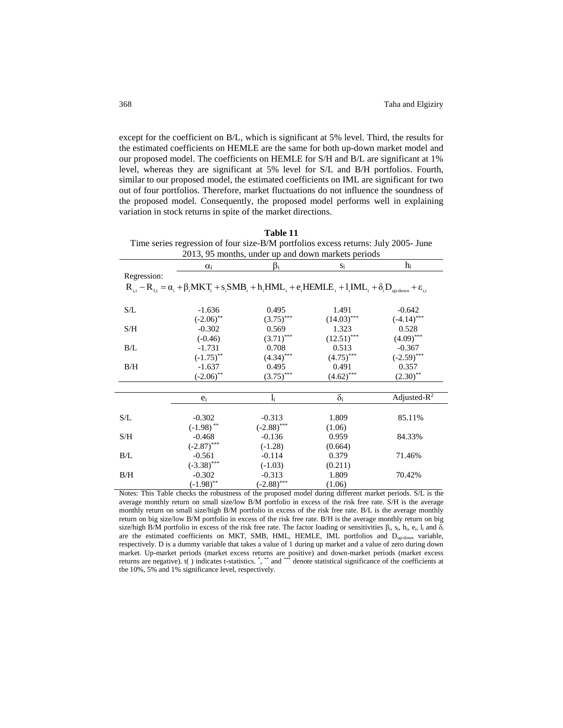except for the coefficient on B/L, which is significant at 5% level. Third, the results for the estimated coefficients on HEMLE are the same for both up-down market model and our proposed model. The coefficients on HEMLE for S/H and B/L are significant at 1% level, whereas they are significant at 5% level for S/L and B/H portfolios. Fourth, similar to our proposed model, the estimated coefficients on IML are significant for two out of four portfolios. Therefore, market fluctuations do not influence the soundness of the proposed model. Consequently, the proposed model performs well in explaining variation in stock returns in spite of the market directions.

**Table 11**

Time series regression of four size-B/M portfolios excess returns: July 2005- June 2013, 95 months, under up and down markets periods

Regression:

$$R_{i,t} - R_{f,t} = \alpha_i + \beta_i MKT_t + s_i SMB_t + h_i HML_t + e_i HEMLE_t + l_i IML_t + \delta_i D_{up\text{-}down} + \varepsilon_{i,t}$$

| | $\alpha_i$ | $\beta_i$ | $s_i$ | $h_i$ |
|---|---|---|---|---|
| S/L | -1.636 | 0.495 | 1.491 | -0.642 |
| | $(-2.06)^{**}$ | $(3.75)^{***}$ | $(14.03)^{***}$ | $(-4.14)^{***}$ |
| S/H | -0.302 | 0.569 | 1.323 | 0.528 |
| | (-0.46) | $(3.71)^{***}$ | $(12.51)^{***}$ | $(4.09)^{***}$ |
| B/L | -1.731 | 0.708 | 0.513 | -0.367 |
| | $(-1.75)^{**}$ | $(4.34)^{***}$ | $(4.75)^{***}$ | $(-2.59)^{***}$ |
| B/H | -1.637 | 0.495 | 0.491 | 0.357 |
| | $(-2.06)^{**}$ | $(3.75)^{***}$ | $(4.62)^{***}$ | $(2.30)^{**}$ |

| | $e_i$ | $l_i$ | $\delta_i$ | Adjusted-$R^2$ |
|---|---|---|---|---|
| S/L | -0.302 | -0.313 | 1.809 | 85.11% |
| | $(-1.98)^{**}$ | $(-2.88)^{***}$ | (1.06) | |
| S/H | -0.468 | -0.136 | 0.959 | 84.33% |
| | $(-2.87)^{***}$ | (-1.28) | (0.664) | |
| B/L | -0.561 | -0.114 | 0.379 | 71.46% |
| | $(-3.38)^{***}$ | (-1.03) | (0.211) | |
| B/H | -0.302 | -0.313 | 1.809 | 70.42% |
| | $(-1.98)^{**}$ | $(-2.88)^{***}$ | (1.06) | |

Notes: This Table checks the robustness of the proposed model during different market periods. S/L is the average monthly return on small size/low B/M portfolio in excess of the risk free rate. S/H is the average monthly return on small size/high B/M portfolio in excess of the risk free rate. B/L is the average monthly return on big size/low B/M portfolio in excess of the risk free rate. B/H is the average monthly return on big size/high B/M portfolio in excess of the risk free rate. The factor loading or sensitivities $\beta_i$, $s_i$, $h_i$, $e_i$, $l_i$ and $\delta_i$ are the estimated coefficients on MKT, SMB, HML, HEMLE, IML portfolios and $D_{up\text{-}down}$ variable, respectively. D is a dummy variable that takes a value of 1 during up market and a value of zero during down market. Up-market periods (market excess returns are positive) and down-market periods (market excess returns are negative). t( ) indicates t-statistics. *, ** and *** denote statistical significance of the coefficients at the 10%, 5% and 1% significance level, respectively.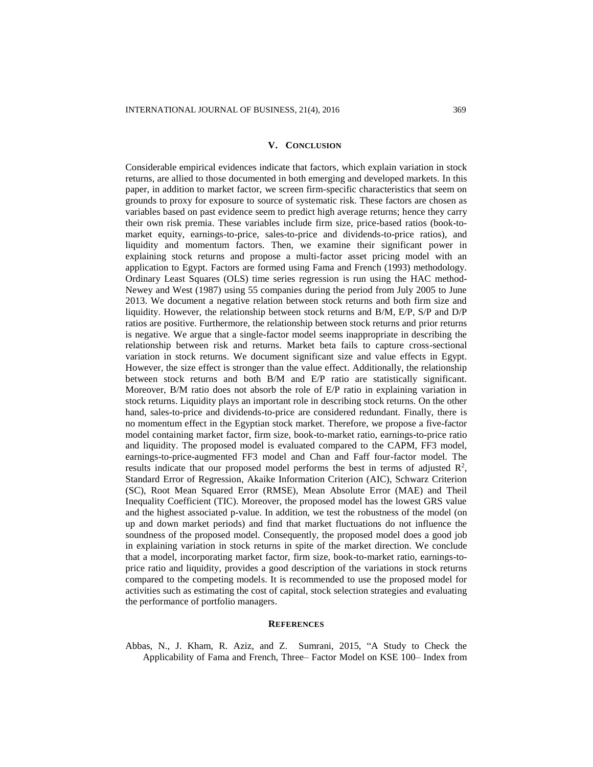## V. Conclusion

Considerable empirical evidences indicate that factors, which explain variation in stock returns, are allied to those documented in both emerging and developed markets. In this paper, in addition to market factor, we screen firm-specific characteristics that seem on grounds to proxy for exposure to source of systematic risk. These factors are chosen as variables based on past evidence seem to predict high average returns; hence they carry their own risk premia. These variables include firm size, price-based ratios (book-to-market equity, earnings-to-price, sales-to-price and dividends-to-price ratios), and liquidity and momentum factors. Then, we examine their significant power in explaining stock returns and propose a multi-factor asset pricing model with an application to Egypt. Factors are formed using Fama and French (1993) methodology. Ordinary Least Squares (OLS) time series regression is run using the HAC method-Newey and West (1987) using 55 companies during the period from July 2005 to June 2013. We document a negative relation between stock returns and both firm size and liquidity. However, the relationship between stock returns and B/M, E/P, S/P and D/P ratios are positive. Furthermore, the relationship between stock returns and prior returns is negative. We argue that a single-factor model seems inappropriate in describing the relationship between risk and returns. Market beta fails to capture cross-sectional variation in stock returns. We document significant size and value effects in Egypt. However, the size effect is stronger than the value effect. Additionally, the relationship between stock returns and both B/M and E/P ratio are statistically significant. Moreover, B/M ratio does not absorb the role of E/P ratio in explaining variation in stock returns. Liquidity plays an important role in describing stock returns. On the other hand, sales-to-price and dividends-to-price are considered redundant. Finally, there is no momentum effect in the Egyptian stock market. Therefore, we propose a five-factor model containing market factor, firm size, book-to-market ratio, earnings-to-price ratio and liquidity. The proposed model is evaluated compared to the CAPM, FF3 model, earnings-to-price-augmented FF3 model and Chan and Faff four-factor model. The results indicate that our proposed model performs the best in terms of adjusted $R^2$, Standard Error of Regression, Akaike Information Criterion (AIC), Schwarz Criterion (SC), Root Mean Squared Error (RMSE), Mean Absolute Error (MAE) and Theil Inequality Coefficient (TIC). Moreover, the proposed model has the lowest GRS value and the highest associated p-value. In addition, we test the robustness of the model (on up and down market periods) and find that market fluctuations do not influence the soundness of the proposed model. Consequently, the proposed model does a good job in explaining variation in stock returns in spite of the market direction. We conclude that a model, incorporating market factor, firm size, book-to-market ratio, earnings-to-price ratio and liquidity, provides a good description of the variations in stock returns compared to the competing models. It is recommended to use the proposed model for activities such as estimating the cost of capital, stock selection strategies and evaluating the performance of portfolio managers.

## References

Abbas, N., J. Kham, R. Aziz, and Z. Sumrani, 2015, "A Study to Check the Applicability of Fama and French, Three– Factor Model on KSE 100– Index from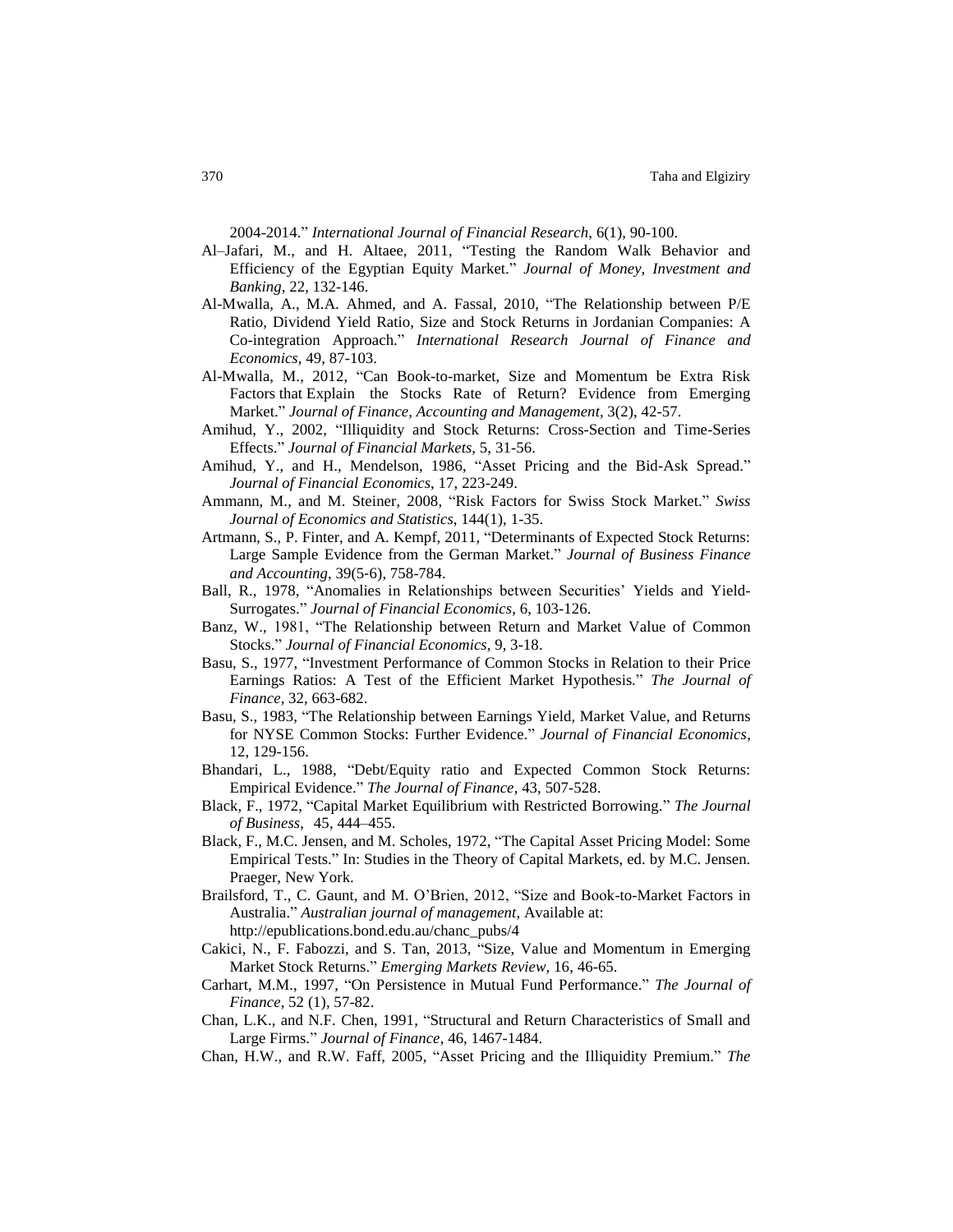2004-2014." *International Journal of Financial Research*, 6(1), 90-100.

Al–Jafari, M., and H. Altaee, 2011, "Testing the Random Walk Behavior and Efficiency of the Egyptian Equity Market." *Journal of Money, Investment and Banking*, 22, 132-146.

Al-Mwalla, A., M.A. Ahmed, and A. Fassal, 2010, "The Relationship between P/E Ratio, Dividend Yield Ratio, Size and Stock Returns in Jordanian Companies: A Co-integration Approach." *International Research Journal of Finance and Economics*, 49, 87-103.

Al-Mwalla, M., 2012, "Can Book-to-market, Size and Momentum be Extra Risk Factors that Explain the Stocks Rate of Return? Evidence from Emerging Market." *Journal of Finance, Accounting and Management*, 3(2), 42-57.

Amihud, Y., 2002, "Illiquidity and Stock Returns: Cross-Section and Time-Series Effects." *Journal of Financial Markets*, 5, 31-56.

Amihud, Y., and H., Mendelson, 1986, "Asset Pricing and the Bid-Ask Spread." *Journal of Financial Economics*, 17, 223-249.

Ammann, M., and M. Steiner, 2008, "Risk Factors for Swiss Stock Market." *Swiss Journal of Economics and Statistics*, 144(1), 1-35.

Artmann, S., P. Finter, and A. Kempf, 2011, "Determinants of Expected Stock Returns: Large Sample Evidence from the German Market." *Journal of Business Finance and Accounting*, 39(5-6), 758-784.

Ball, R., 1978, "Anomalies in Relationships between Securities' Yields and Yield-Surrogates." *Journal of Financial Economics*, 6, 103-126.

Banz, W., 1981, "The Relationship between Return and Market Value of Common Stocks." *Journal of Financial Economics*, 9, 3-18.

Basu, S., 1977, "Investment Performance of Common Stocks in Relation to their Price Earnings Ratios: A Test of the Efficient Market Hypothesis." *The Journal of Finance*, 32, 663-682.

Basu, S., 1983, "The Relationship between Earnings Yield, Market Value, and Returns for NYSE Common Stocks: Further Evidence." *Journal of Financial Economics*, 12, 129-156.

Bhandari, L., 1988, "Debt/Equity ratio and Expected Common Stock Returns: Empirical Evidence." *The Journal of Finance*, 43, 507-528.

Black, F., 1972, "Capital Market Equilibrium with Restricted Borrowing." *The Journal of Business*, 45, 444–455.

Black, F., M.C. Jensen, and M. Scholes, 1972, "The Capital Asset Pricing Model: Some Empirical Tests." In: Studies in the Theory of Capital Markets, ed. by M.C. Jensen. Praeger, New York.

Brailsford, T., C. Gaunt, and M. O'Brien, 2012, "Size and Book-to-Market Factors in Australia." *Australian journal of management*, Available at: http://epublications.bond.edu.au/chanc_pubs/4

Cakici, N., F. Fabozzi, and S. Tan, 2013, "Size, Value and Momentum in Emerging Market Stock Returns." *Emerging Markets Review*, 16, 46-65.

Carhart, M.M., 1997, "On Persistence in Mutual Fund Performance." *The Journal of Finance*, 52 (1), 57-82.

Chan, L.K., and N.F. Chen, 1991, "Structural and Return Characteristics of Small and Large Firms." *Journal of Finance*, 46, 1467-1484.

Chan, H.W., and R.W. Faff, 2005, "Asset Pricing and the Illiquidity Premium." *The*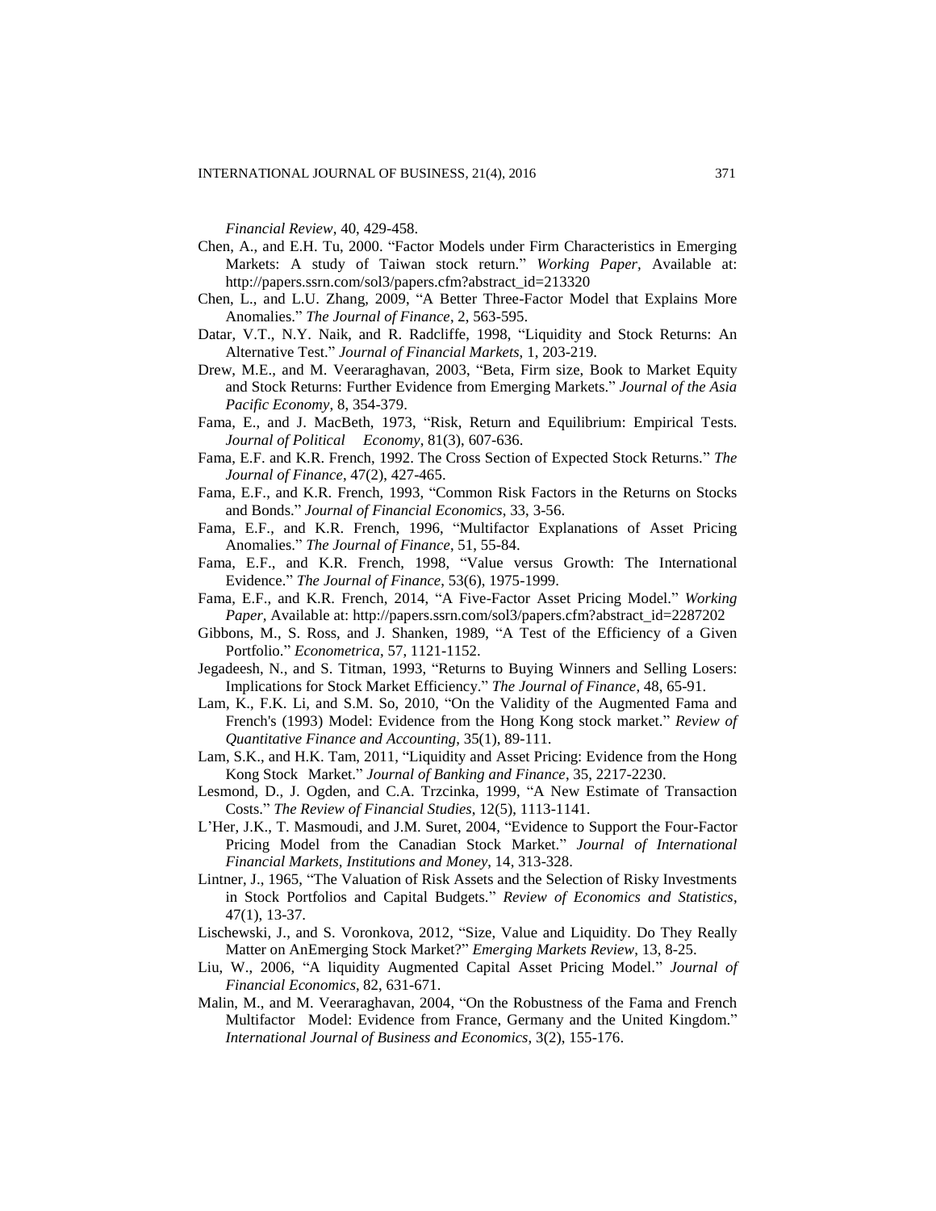*Financial Review*, 40, 429-458.

Chen, A., and E.H. Tu, 2000. "Factor Models under Firm Characteristics in Emerging Markets: A study of Taiwan stock return." *Working Paper*, Available at: http://papers.ssrn.com/sol3/papers.cfm?abstract_id=213320

Chen, L., and L.U. Zhang, 2009, "A Better Three-Factor Model that Explains More Anomalies." *The Journal of Finance*, 2, 563-595.

Datar, V.T., N.Y. Naik, and R. Radcliffe, 1998, "Liquidity and Stock Returns: An Alternative Test." *Journal of Financial Markets*, 1, 203-219.

Drew, M.E., and M. Veeraraghavan, 2003, "Beta, Firm size, Book to Market Equity and Stock Returns: Further Evidence from Emerging Markets." *Journal of the Asia Pacific Economy*, 8, 354-379.

Fama, E., and J. MacBeth, 1973, "Risk, Return and Equilibrium: Empirical Tests. *Journal of Political Economy*, 81(3), 607-636.

Fama, E.F. and K.R. French, 1992. The Cross Section of Expected Stock Returns." *The Journal of Finance*, 47(2), 427-465.

Fama, E.F., and K.R. French, 1993, "Common Risk Factors in the Returns on Stocks and Bonds." *Journal of Financial Economics*, 33, 3-56.

Fama, E.F., and K.R. French, 1996, "Multifactor Explanations of Asset Pricing Anomalies." *The Journal of Finance*, 51, 55-84.

Fama, E.F., and K.R. French, 1998, "Value versus Growth: The International Evidence." *The Journal of Finance*, 53(6), 1975-1999.

Fama, E.F., and K.R. French, 2014, "A Five-Factor Asset Pricing Model." *Working Paper*, Available at: http://papers.ssrn.com/sol3/papers.cfm?abstract_id=2287202

Gibbons, M., S. Ross, and J. Shanken, 1989, "A Test of the Efficiency of a Given Portfolio." *Econometrica*, 57, 1121-1152.

Jegadeesh, N., and S. Titman, 1993, "Returns to Buying Winners and Selling Losers: Implications for Stock Market Efficiency." *The Journal of Finance*, 48, 65-91.

Lam, K., F.K. Li, and S.M. So, 2010, "On the Validity of the Augmented Fama and French's (1993) Model: Evidence from the Hong Kong stock market." *Review of Quantitative Finance and Accounting*, 35(1), 89-111.

Lam, S.K., and H.K. Tam, 2011, "Liquidity and Asset Pricing: Evidence from the Hong Kong Stock Market." *Journal of Banking and Finance*, 35, 2217-2230.

Lesmond, D., J. Ogden, and C.A. Trzcinka, 1999, "A New Estimate of Transaction Costs." *The Review of Financial Studies*, 12(5), 1113-1141.

L'Her, J.K., T. Masmoudi, and J.M. Suret, 2004, "Evidence to Support the Four-Factor Pricing Model from the Canadian Stock Market." *Journal of International Financial Markets, Institutions and Money*, 14, 313-328.

Lintner, J., 1965, "The Valuation of Risk Assets and the Selection of Risky Investments in Stock Portfolios and Capital Budgets." *Review of Economics and Statistics*, 47(1), 13-37.

Lischewski, J., and S. Voronkova, 2012, "Size, Value and Liquidity. Do They Really Matter on AnEmerging Stock Market?" *Emerging Markets Review*, 13, 8-25.

Liu, W., 2006, "A liquidity Augmented Capital Asset Pricing Model." *Journal of Financial Economics*, 82, 631-671.

Malin, M., and M. Veeraraghavan, 2004, "On the Robustness of the Fama and French Multifactor Model: Evidence from France, Germany and the United Kingdom." *International Journal of Business and Economics*, 3(2), 155-176.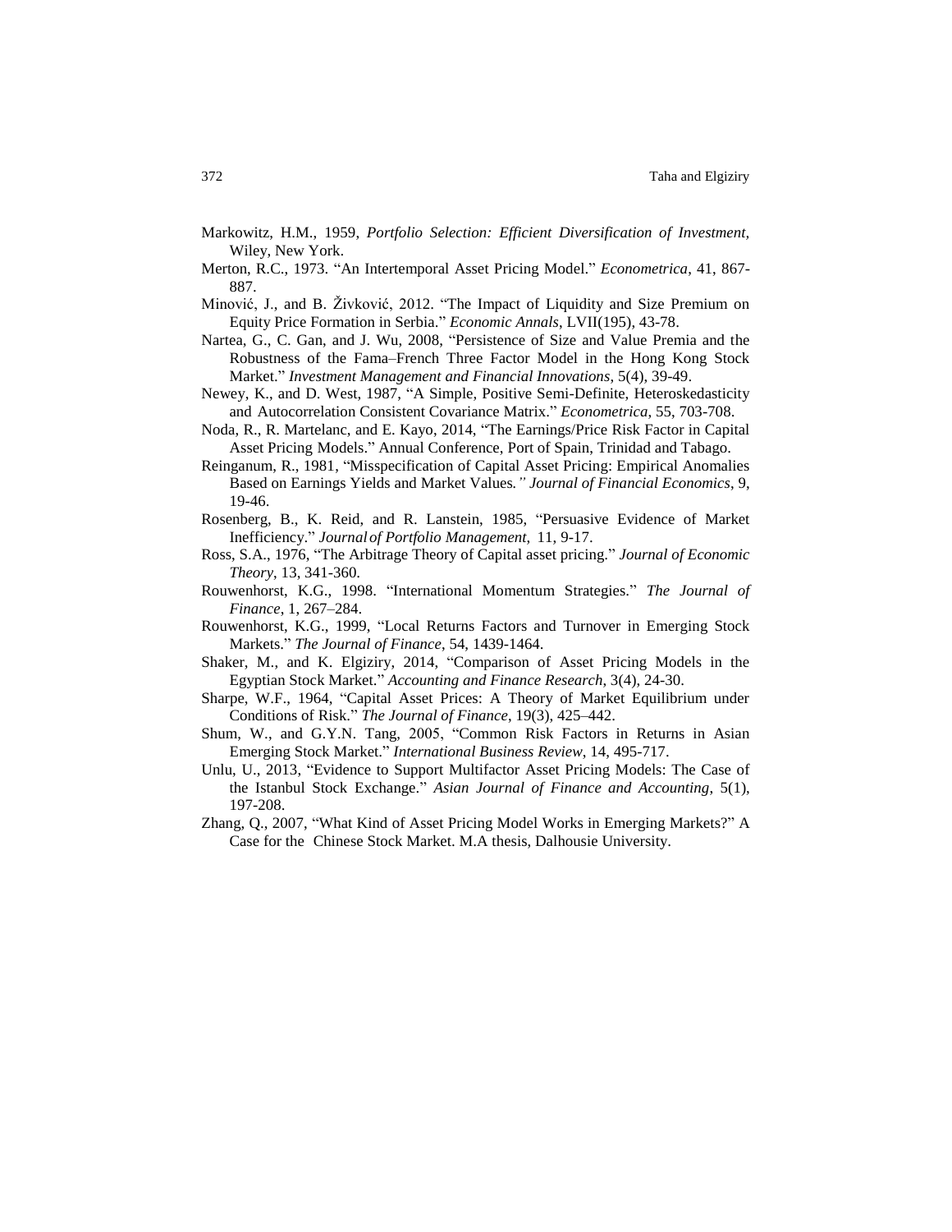Markowitz, H.M., 1959, *Portfolio Selection: Efficient Diversification of Investment*, Wiley, New York.

Merton, R.C., 1973. "An Intertemporal Asset Pricing Model." *Econometrica*, 41, 867-887.

Minović, J., and B. Živković, 2012. "The Impact of Liquidity and Size Premium on Equity Price Formation in Serbia." *Economic Annals*, LVII(195), 43-78.

Nartea, G., C. Gan, and J. Wu, 2008, "Persistence of Size and Value Premia and the Robustness of the Fama–French Three Factor Model in the Hong Kong Stock Market." *Investment Management and Financial Innovations*, 5(4), 39-49.

Newey, K., and D. West, 1987, "A Simple, Positive Semi-Definite, Heteroskedasticity and Autocorrelation Consistent Covariance Matrix." *Econometrica*, 55, 703-708.

Noda, R., R. Martelanc, and E. Kayo, 2014, "The Earnings/Price Risk Factor in Capital Asset Pricing Models." Annual Conference, Port of Spain, Trinidad and Tabago.

Reinganum, R., 1981, "Misspecification of Capital Asset Pricing: Empirical Anomalies Based on Earnings Yields and Market Values*." Journal of Financial Economics*, 9, 19-46.

Rosenberg, B., K. Reid, and R. Lanstein, 1985, "Persuasive Evidence of Market Inefficiency." *Journal of Portfolio Management*, 11, 9-17.

Ross, S.A., 1976, "The Arbitrage Theory of Capital asset pricing." *Journal of Economic Theory*, 13, 341-360.

Rouwenhorst, K.G., 1998. "International Momentum Strategies." *The Journal of Finance*, 1, 267–284.

Rouwenhorst, K.G., 1999, "Local Returns Factors and Turnover in Emerging Stock Markets." *The Journal of Finance*, 54, 1439-1464.

Shaker, M., and K. Elgiziry, 2014, "Comparison of Asset Pricing Models in the Egyptian Stock Market." *Accounting and Finance Research*, 3(4), 24-30.

Sharpe, W.F., 1964, "Capital Asset Prices: A Theory of Market Equilibrium under Conditions of Risk." *The Journal of Finance*, 19(3), 425–442.

Shum, W., and G.Y.N. Tang, 2005, "Common Risk Factors in Returns in Asian Emerging Stock Market." *International Business Review*, 14, 495-717.

Unlu, U., 2013, "Evidence to Support Multifactor Asset Pricing Models: The Case of the Istanbul Stock Exchange." *Asian Journal of Finance and Accounting*, 5(1), 197-208.

Zhang, Q., 2007, "What Kind of Asset Pricing Model Works in Emerging Markets?" A Case for the Chinese Stock Market. M.A thesis, Dalhousie University.